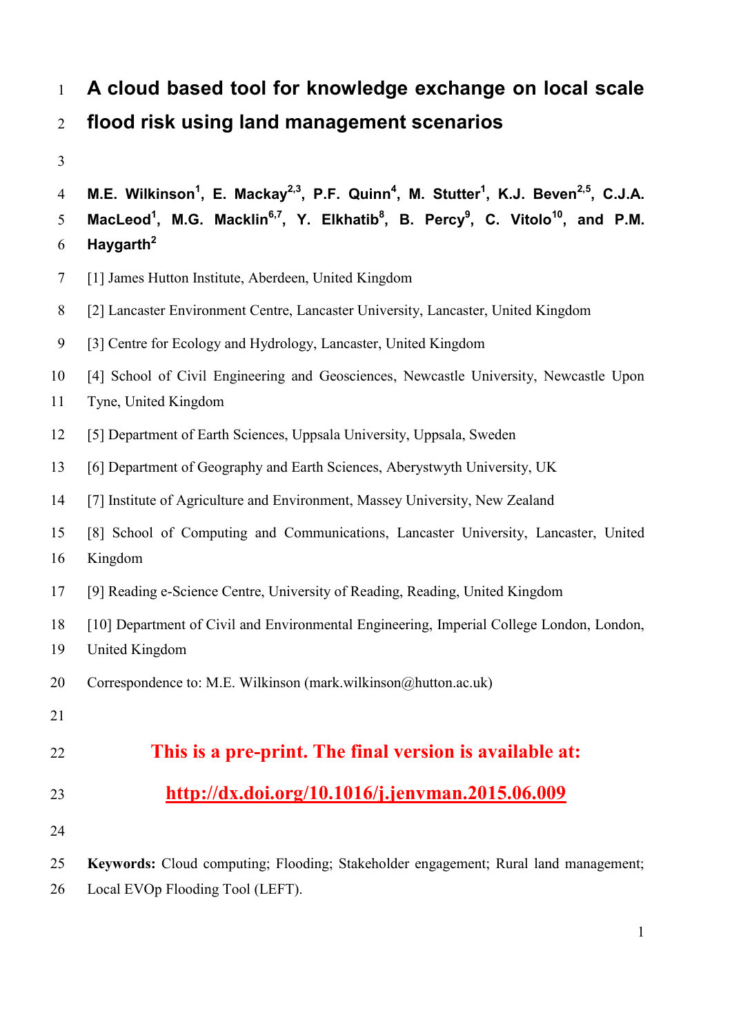# A cloud based tool for knowledge exchange on local scale flood risk using land management scenarios

**M.E. Wilkinson[1], E. Mackay[2,3], P.F. Quinn[4], M. Stutter[1], K.J. Beven[2,5], C.J.A. MacLeod[1], M.G. Macklin[6,7], Y. Elkhatib[8], B. Percy[9], C. Vitolo[10], and P.M. Haygarth[2]**

[1] James Hutton Institute, Aberdeen, United Kingdom

[2] Lancaster Environment Centre, Lancaster University, Lancaster, United Kingdom

[3] Centre for Ecology and Hydrology, Lancaster, United Kingdom

[4] School of Civil Engineering and Geosciences, Newcastle University, Newcastle Upon Tyne, United Kingdom

[5] Department of Earth Sciences, Uppsala University, Uppsala, Sweden

[6] Department of Geography and Earth Sciences, Aberystwyth University, UK

[7] Institute of Agriculture and Environment, Massey University, New Zealand

[8] School of Computing and Communications, Lancaster University, Lancaster, United Kingdom

[9] Reading e-Science Centre, University of Reading, Reading, United Kingdom

[10] Department of Civil and Environmental Engineering, Imperial College London, London, United Kingdom

Correspondence to: M.E. Wilkinson (mark.wilkinson@hutton.ac.uk)

**This is a pre-print. The final version is available at:**

**http://dx.doi.org/10.1016/j.jenvman.2015.06.009**

**Keywords:** Cloud computing; Flooding; Stakeholder engagement; Rural land management; Local EVOp Flooding Tool (LEFT).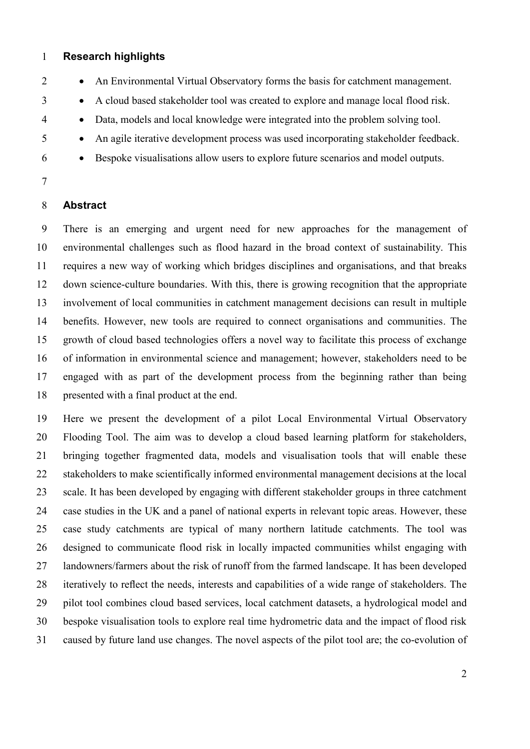## Research highlights

- An Environmental Virtual Observatory forms the basis for catchment management.
- A cloud based stakeholder tool was created to explore and manage local flood risk.
- Data, models and local knowledge were integrated into the problem solving tool.
- An agile iterative development process was used incorporating stakeholder feedback.
- Bespoke visualisations allow users to explore future scenarios and model outputs.

## Abstract

There is an emerging and urgent need for new approaches for the management of environmental challenges such as flood hazard in the broad context of sustainability. This requires a new way of working which bridges disciplines and organisations, and that breaks down science-culture boundaries. With this, there is growing recognition that the appropriate involvement of local communities in catchment management decisions can result in multiple benefits. However, new tools are required to connect organisations and communities. The growth of cloud based technologies offers a novel way to facilitate this process of exchange of information in environmental science and management; however, stakeholders need to be engaged with as part of the development process from the beginning rather than being presented with a final product at the end.

Here we present the development of a pilot Local Environmental Virtual Observatory Flooding Tool. The aim was to develop a cloud based learning platform for stakeholders, bringing together fragmented data, models and visualisation tools that will enable these stakeholders to make scientifically informed environmental management decisions at the local scale. It has been developed by engaging with different stakeholder groups in three catchment case studies in the UK and a panel of national experts in relevant topic areas. However, these case study catchments are typical of many northern latitude catchments. The tool was designed to communicate flood risk in locally impacted communities whilst engaging with landowners/farmers about the risk of runoff from the farmed landscape. It has been developed iteratively to reflect the needs, interests and capabilities of a wide range of stakeholders. The pilot tool combines cloud based services, local catchment datasets, a hydrological model and bespoke visualisation tools to explore real time hydrometric data and the impact of flood risk caused by future land use changes. The novel aspects of the pilot tool are; the co-evolution of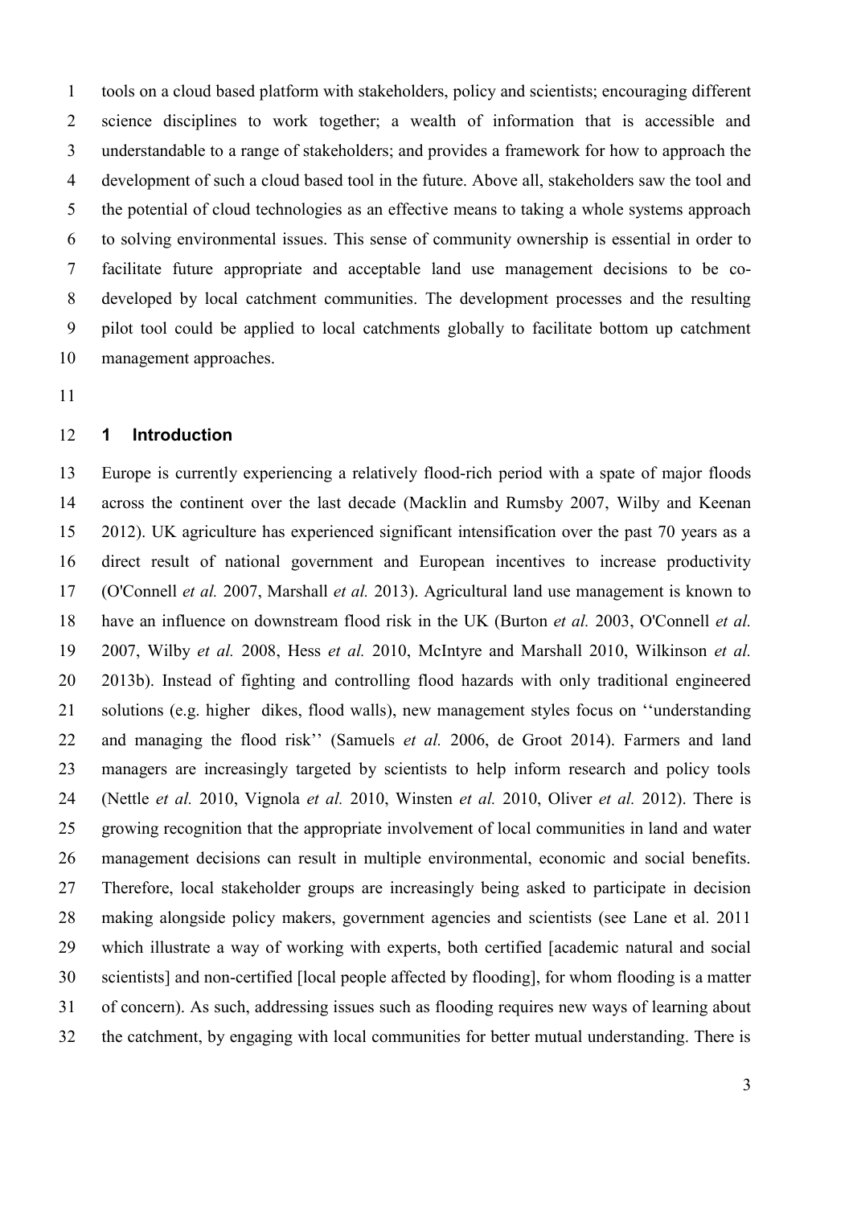tools on a cloud based platform with stakeholders, policy and scientists; encouraging different science disciplines to work together; a wealth of information that is accessible and understandable to a range of stakeholders; and provides a framework for how to approach the development of such a cloud based tool in the future. Above all, stakeholders saw the tool and the potential of cloud technologies as an effective means to taking a whole systems approach to solving environmental issues. This sense of community ownership is essential in order to facilitate future appropriate and acceptable land use management decisions to be co-developed by local catchment communities. The development processes and the resulting pilot tool could be applied to local catchments globally to facilitate bottom up catchment management approaches.

## 1 Introduction

Europe is currently experiencing a relatively flood-rich period with a spate of major floods across the continent over the last decade (Macklin and Rumsby 2007, Wilby and Keenan 2012). UK agriculture has experienced significant intensification over the past 70 years as a direct result of national government and European incentives to increase productivity (O'Connell *et al.* 2007, Marshall *et al.* 2013). Agricultural land use management is known to have an influence on downstream flood risk in the UK (Burton *et al.* 2003, O'Connell *et al.* 2007, Wilby *et al.* 2008, Hess *et al.* 2010, McIntyre and Marshall 2010, Wilkinson *et al.* 2013b). Instead of fighting and controlling flood hazards with only traditional engineered solutions (e.g. higher dikes, flood walls), new management styles focus on ''understanding and managing the flood risk'' (Samuels *et al.* 2006, de Groot 2014). Farmers and land managers are increasingly targeted by scientists to help inform research and policy tools (Nettle *et al.* 2010, Vignola *et al.* 2010, Winsten *et al.* 2010, Oliver *et al.* 2012). There is growing recognition that the appropriate involvement of local communities in land and water management decisions can result in multiple environmental, economic and social benefits. Therefore, local stakeholder groups are increasingly being asked to participate in decision making alongside policy makers, government agencies and scientists (see Lane et al. 2011 which illustrate a way of working with experts, both certified [academic natural and social scientists] and non-certified [local people affected by flooding], for whom flooding is a matter of concern). As such, addressing issues such as flooding requires new ways of learning about the catchment, by engaging with local communities for better mutual understanding. There is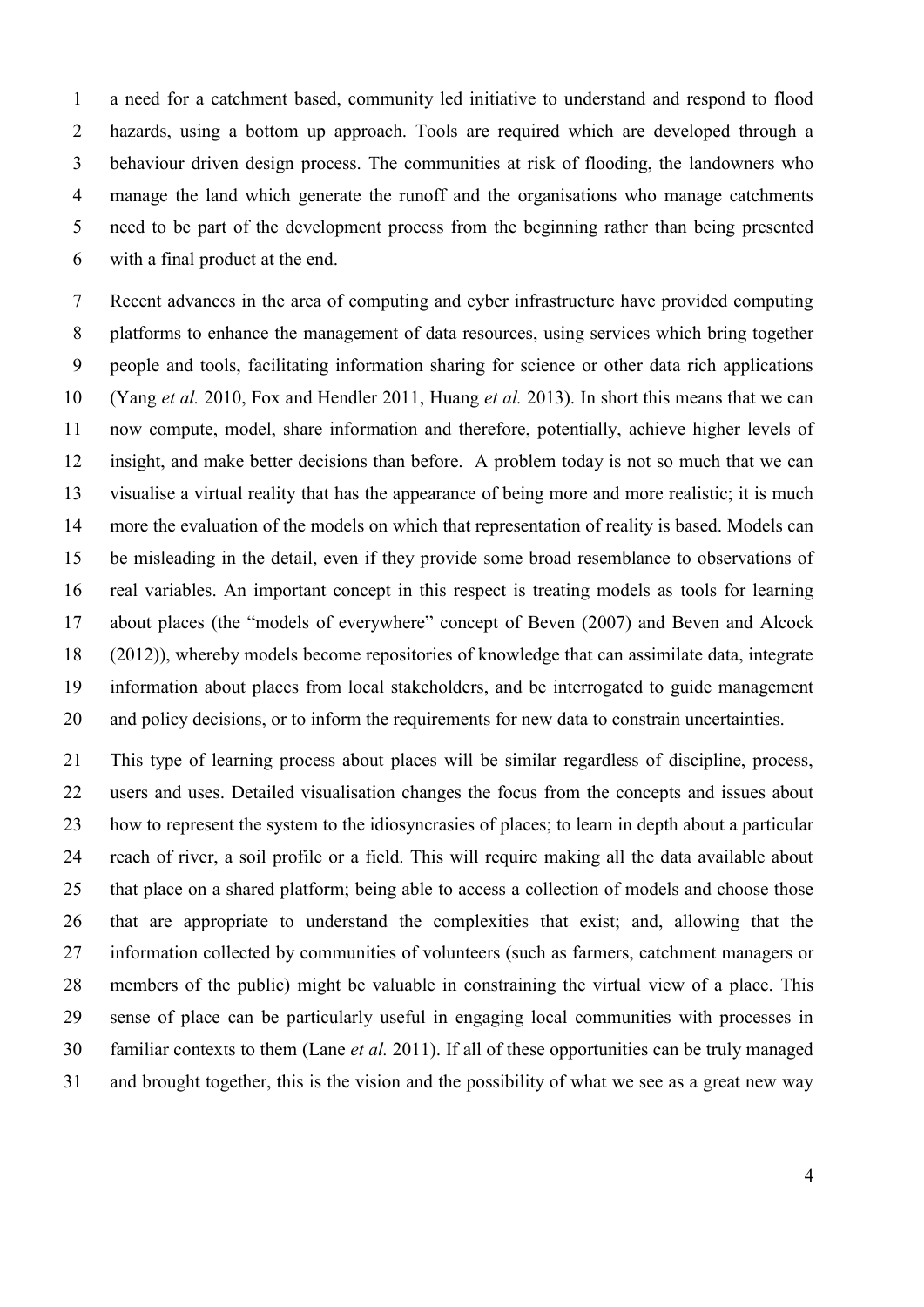a need for a catchment based, community led initiative to understand and respond to flood hazards, using a bottom up approach. Tools are required which are developed through a behaviour driven design process. The communities at risk of flooding, the landowners who manage the land which generate the runoff and the organisations who manage catchments need to be part of the development process from the beginning rather than being presented with a final product at the end.

Recent advances in the area of computing and cyber infrastructure have provided computing platforms to enhance the management of data resources, using services which bring together people and tools, facilitating information sharing for science or other data rich applications (Yang *et al.* 2010, Fox and Hendler 2011, Huang *et al.* 2013). In short this means that we can now compute, model, share information and therefore, potentially, achieve higher levels of insight, and make better decisions than before. A problem today is not so much that we can visualise a virtual reality that has the appearance of being more and more realistic; it is much more the evaluation of the models on which that representation of reality is based. Models can be misleading in the detail, even if they provide some broad resemblance to observations of real variables. An important concept in this respect is treating models as tools for learning about places (the "models of everywhere" concept of Beven (2007) and Beven and Alcock (2012)), whereby models become repositories of knowledge that can assimilate data, integrate information about places from local stakeholders, and be interrogated to guide management and policy decisions, or to inform the requirements for new data to constrain uncertainties.

This type of learning process about places will be similar regardless of discipline, process, users and uses. Detailed visualisation changes the focus from the concepts and issues about how to represent the system to the idiosyncrasies of places; to learn in depth about a particular reach of river, a soil profile or a field. This will require making all the data available about that place on a shared platform; being able to access a collection of models and choose those that are appropriate to understand the complexities that exist; and, allowing that the information collected by communities of volunteers (such as farmers, catchment managers or members of the public) might be valuable in constraining the virtual view of a place. This sense of place can be particularly useful in engaging local communities with processes in familiar contexts to them (Lane *et al.* 2011). If all of these opportunities can be truly managed and brought together, this is the vision and the possibility of what we see as a great new way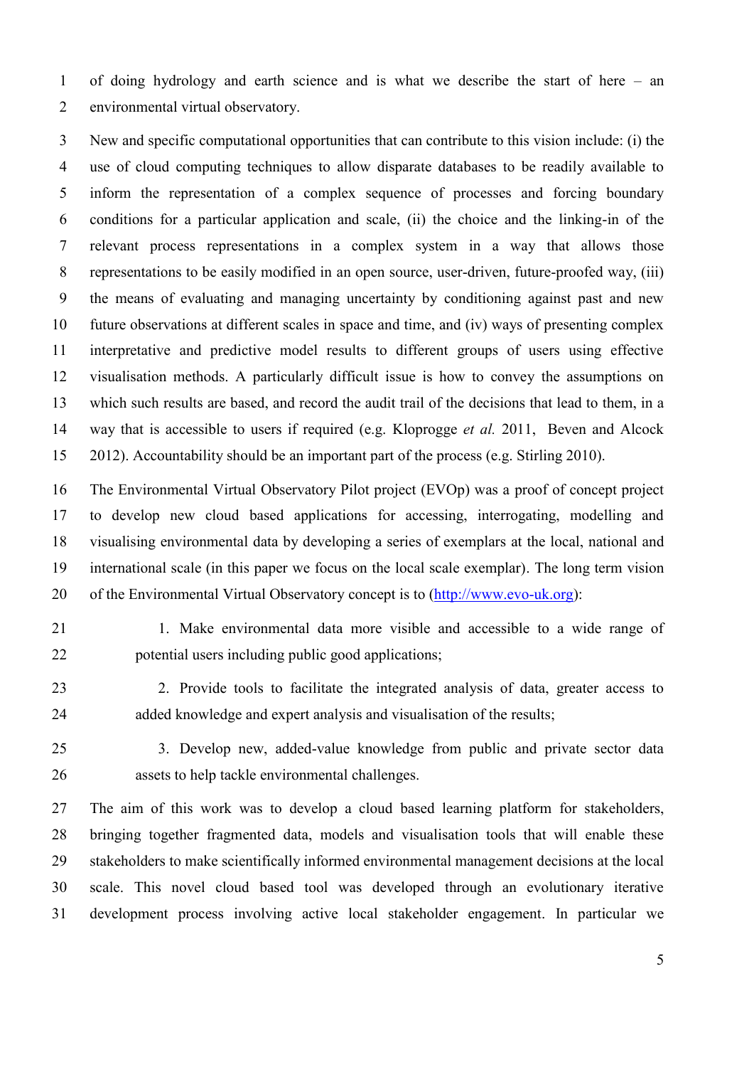of doing hydrology and earth science and is what we describe the start of here – an environmental virtual observatory.

New and specific computational opportunities that can contribute to this vision include: (i) the use of cloud computing techniques to allow disparate databases to be readily available to inform the representation of a complex sequence of processes and forcing boundary conditions for a particular application and scale, (ii) the choice and the linking-in of the relevant process representations in a complex system in a way that allows those representations to be easily modified in an open source, user-driven, future-proofed way, (iii) the means of evaluating and managing uncertainty by conditioning against past and new future observations at different scales in space and time, and (iv) ways of presenting complex interpretative and predictive model results to different groups of users using effective visualisation methods. A particularly difficult issue is how to convey the assumptions on which such results are based, and record the audit trail of the decisions that lead to them, in a way that is accessible to users if required (e.g. Kloprogge *et al.* 2011, Beven and Alcock 2012). Accountability should be an important part of the process (e.g. Stirling 2010).

The Environmental Virtual Observatory Pilot project (EVOp) was a proof of concept project to develop new cloud based applications for accessing, interrogating, modelling and visualising environmental data by developing a series of exemplars at the local, national and international scale (in this paper we focus on the local scale exemplar). The long term vision of the Environmental Virtual Observatory concept is to (http://www.evo-uk.org):

1. Make environmental data more visible and accessible to a wide range of potential users including public good applications;
2. Provide tools to facilitate the integrated analysis of data, greater access to added knowledge and expert analysis and visualisation of the results;
3. Develop new, added-value knowledge from public and private sector data assets to help tackle environmental challenges.

The aim of this work was to develop a cloud based learning platform for stakeholders, bringing together fragmented data, models and visualisation tools that will enable these stakeholders to make scientifically informed environmental management decisions at the local scale. This novel cloud based tool was developed through an evolutionary iterative development process involving active local stakeholder engagement. In particular we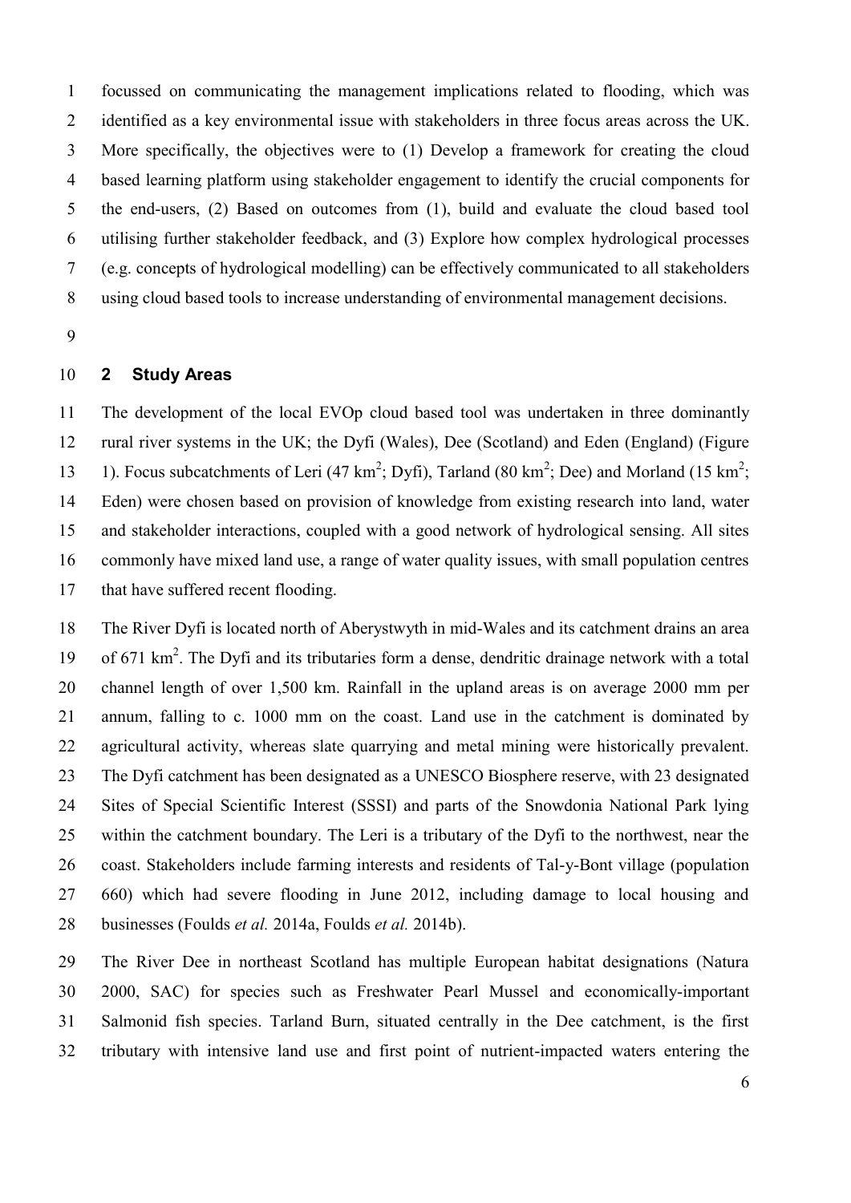focussed on communicating the management implications related to flooding, which was identified as a key environmental issue with stakeholders in three focus areas across the UK. More specifically, the objectives were to (1) Develop a framework for creating the cloud based learning platform using stakeholder engagement to identify the crucial components for the end-users, (2) Based on outcomes from (1), build and evaluate the cloud based tool utilising further stakeholder feedback, and (3) Explore how complex hydrological processes (e.g. concepts of hydrological modelling) can be effectively communicated to all stakeholders using cloud based tools to increase understanding of environmental management decisions.

## 2 Study Areas

The development of the local EVOp cloud based tool was undertaken in three dominantly rural river systems in the UK; the Dyfi (Wales), Dee (Scotland) and Eden (England) (Figure 1). Focus subcatchments of Leri (47 km$^2$; Dyfi), Tarland (80 km$^2$; Dee) and Morland (15 km$^2$; Eden) were chosen based on provision of knowledge from existing research into land, water and stakeholder interactions, coupled with a good network of hydrological sensing. All sites commonly have mixed land use, a range of water quality issues, with small population centres that have suffered recent flooding.

The River Dyfi is located north of Aberystwyth in mid-Wales and its catchment drains an area of 671 km$^2$. The Dyfi and its tributaries form a dense, dendritic drainage network with a total channel length of over 1,500 km. Rainfall in the upland areas is on average 2000 mm per annum, falling to c. 1000 mm on the coast. Land use in the catchment is dominated by agricultural activity, whereas slate quarrying and metal mining were historically prevalent. The Dyfi catchment has been designated as a UNESCO Biosphere reserve, with 23 designated Sites of Special Scientific Interest (SSSI) and parts of the Snowdonia National Park lying within the catchment boundary. The Leri is a tributary of the Dyfi to the northwest, near the coast. Stakeholders include farming interests and residents of Tal-y-Bont village (population 660) which had severe flooding in June 2012, including damage to local housing and businesses (Foulds *et al.* 2014a, Foulds *et al.* 2014b).

The River Dee in northeast Scotland has multiple European habitat designations (Natura 2000, SAC) for species such as Freshwater Pearl Mussel and economically-important Salmonid fish species. Tarland Burn, situated centrally in the Dee catchment, is the first tributary with intensive land use and first point of nutrient-impacted waters entering the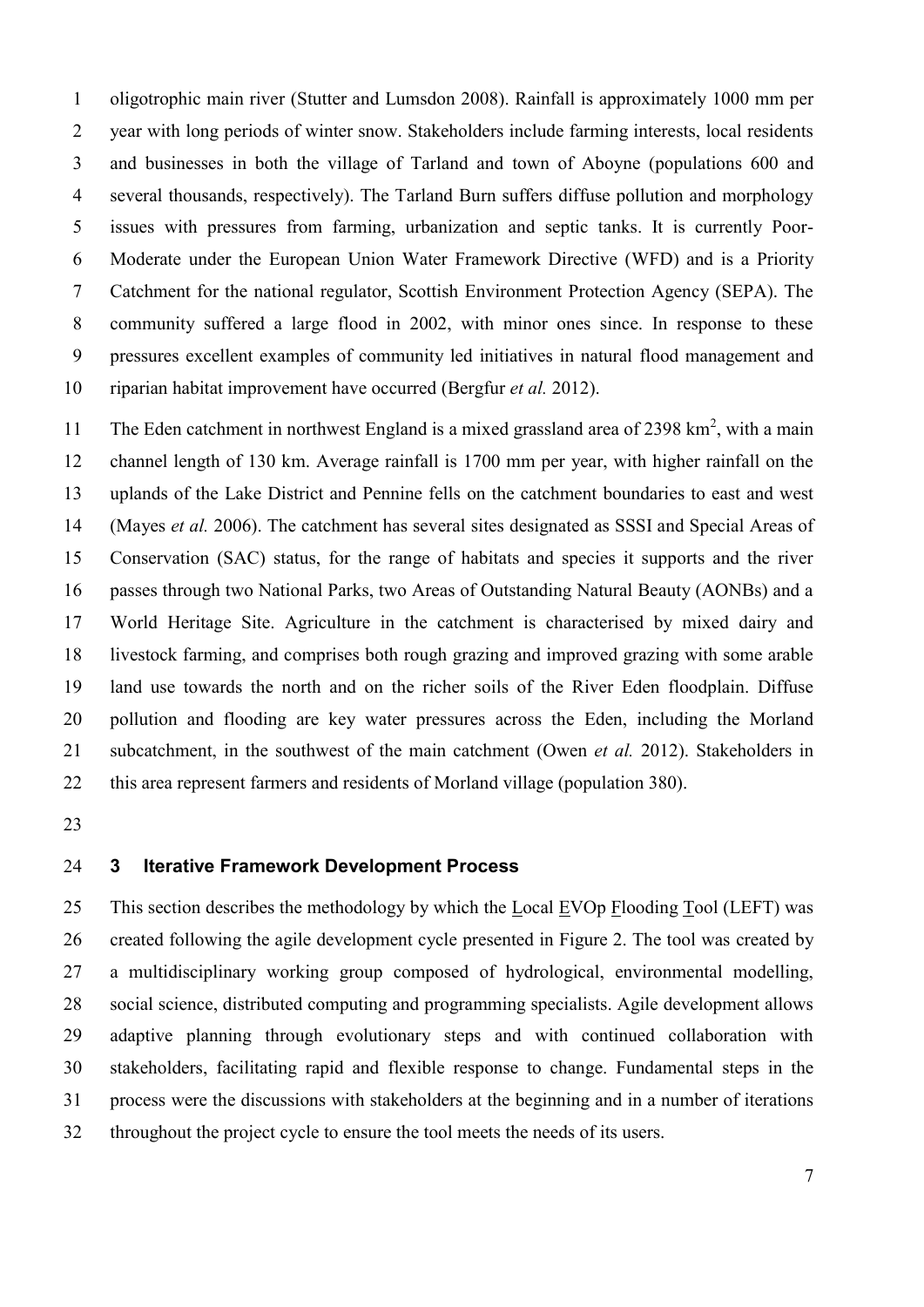oligotrophic main river (Stutter and Lumsdon 2008). Rainfall is approximately 1000 mm per year with long periods of winter snow. Stakeholders include farming interests, local residents and businesses in both the village of Tarland and town of Aboyne (populations 600 and several thousands, respectively). The Tarland Burn suffers diffuse pollution and morphology issues with pressures from farming, urbanization and septic tanks. It is currently Poor-Moderate under the European Union Water Framework Directive (WFD) and is a Priority Catchment for the national regulator, Scottish Environment Protection Agency (SEPA). The community suffered a large flood in 2002, with minor ones since. In response to these pressures excellent examples of community led initiatives in natural flood management and riparian habitat improvement have occurred (Bergfur *et al.* 2012).

The Eden catchment in northwest England is a mixed grassland area of 2398 km$^2$, with a main channel length of 130 km. Average rainfall is 1700 mm per year, with higher rainfall on the uplands of the Lake District and Pennine fells on the catchment boundaries to east and west (Mayes *et al.* 2006). The catchment has several sites designated as SSSI and Special Areas of Conservation (SAC) status, for the range of habitats and species it supports and the river passes through two National Parks, two Areas of Outstanding Natural Beauty (AONBs) and a World Heritage Site. Agriculture in the catchment is characterised by mixed dairy and livestock farming, and comprises both rough grazing and improved grazing with some arable land use towards the north and on the richer soils of the River Eden floodplain. Diffuse pollution and flooding are key water pressures across the Eden, including the Morland subcatchment, in the southwest of the main catchment (Owen *et al.* 2012). Stakeholders in this area represent farmers and residents of Morland village (population 380).

## 3 Iterative Framework Development Process

This section describes the methodology by which the Local EVOp Flooding Tool (LEFT) was created following the agile development cycle presented in Figure 2. The tool was created by a multidisciplinary working group composed of hydrological, environmental modelling, social science, distributed computing and programming specialists. Agile development allows adaptive planning through evolutionary steps and with continued collaboration with stakeholders, facilitating rapid and flexible response to change. Fundamental steps in the process were the discussions with stakeholders at the beginning and in a number of iterations throughout the project cycle to ensure the tool meets the needs of its users.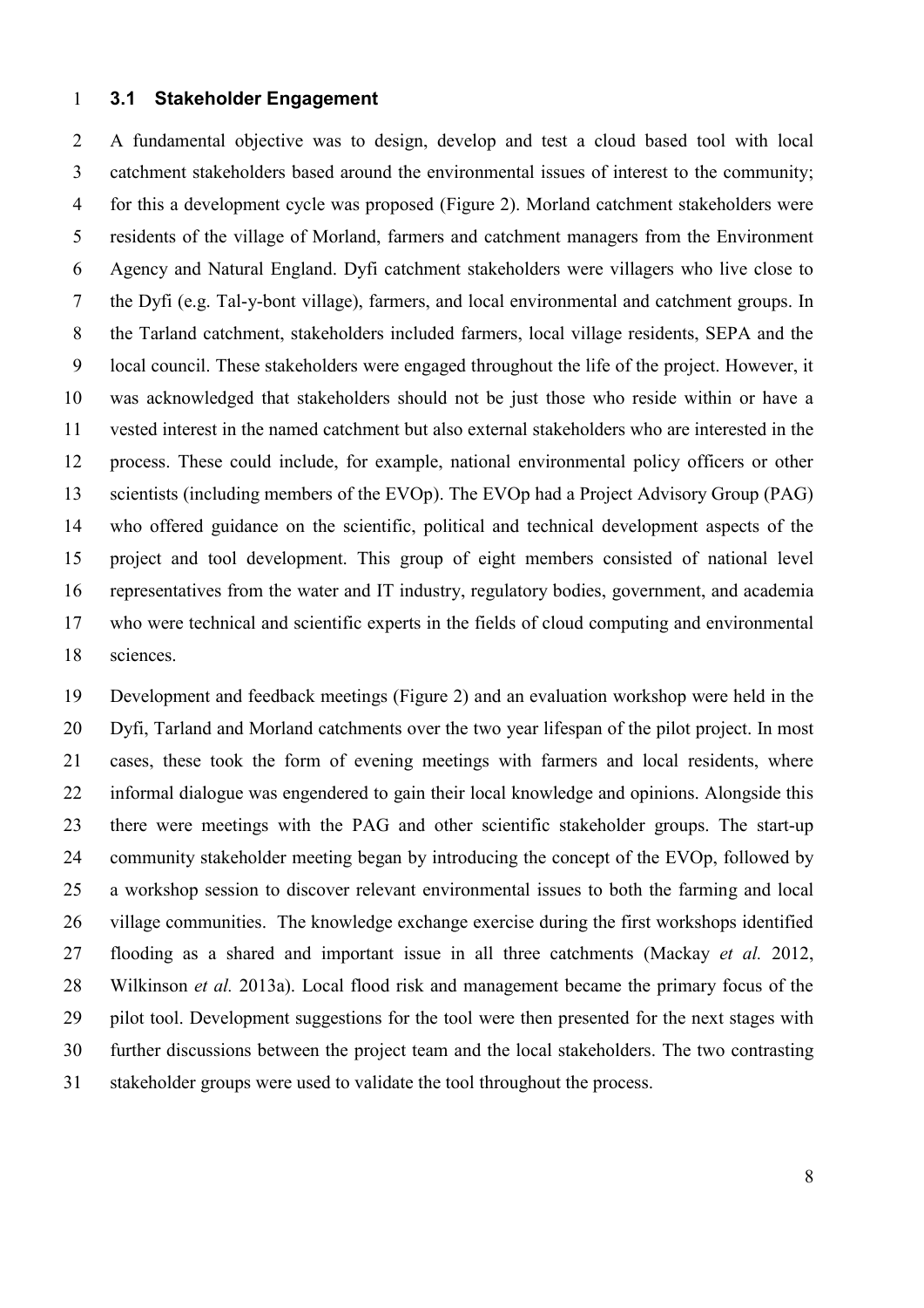### 3.1 Stakeholder Engagement

A fundamental objective was to design, develop and test a cloud based tool with local catchment stakeholders based around the environmental issues of interest to the community; for this a development cycle was proposed (Figure 2). Morland catchment stakeholders were residents of the village of Morland, farmers and catchment managers from the Environment Agency and Natural England. Dyfi catchment stakeholders were villagers who live close to the Dyfi (e.g. Tal-y-bont village), farmers, and local environmental and catchment groups. In the Tarland catchment, stakeholders included farmers, local village residents, SEPA and the local council. These stakeholders were engaged throughout the life of the project. However, it was acknowledged that stakeholders should not be just those who reside within or have a vested interest in the named catchment but also external stakeholders who are interested in the process. These could include, for example, national environmental policy officers or other scientists (including members of the EVOp). The EVOp had a Project Advisory Group (PAG) who offered guidance on the scientific, political and technical development aspects of the project and tool development. This group of eight members consisted of national level representatives from the water and IT industry, regulatory bodies, government, and academia who were technical and scientific experts in the fields of cloud computing and environmental sciences.

Development and feedback meetings (Figure 2) and an evaluation workshop were held in the Dyfi, Tarland and Morland catchments over the two year lifespan of the pilot project. In most cases, these took the form of evening meetings with farmers and local residents, where informal dialogue was engendered to gain their local knowledge and opinions. Alongside this there were meetings with the PAG and other scientific stakeholder groups. The start-up community stakeholder meeting began by introducing the concept of the EVOp, followed by a workshop session to discover relevant environmental issues to both the farming and local village communities. The knowledge exchange exercise during the first workshops identified flooding as a shared and important issue in all three catchments (Mackay *et al.* 2012, Wilkinson *et al.* 2013a). Local flood risk and management became the primary focus of the pilot tool. Development suggestions for the tool were then presented for the next stages with further discussions between the project team and the local stakeholders. The two contrasting stakeholder groups were used to validate the tool throughout the process.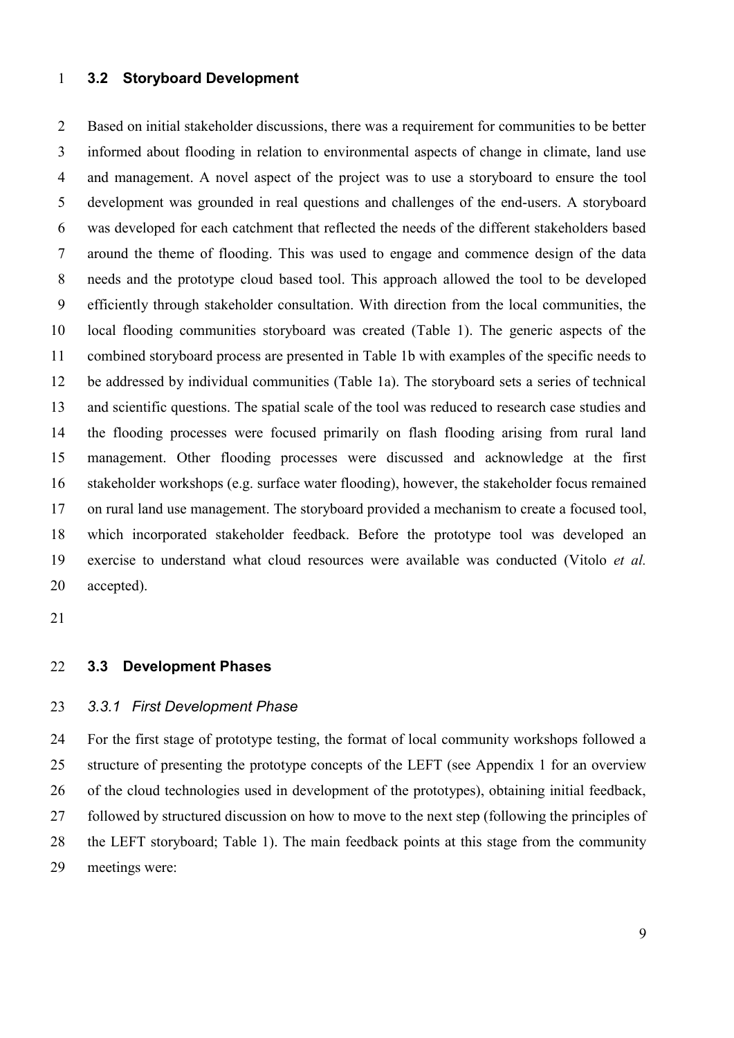### 3.2 Storyboard Development

Based on initial stakeholder discussions, there was a requirement for communities to be better informed about flooding in relation to environmental aspects of change in climate, land use and management. A novel aspect of the project was to use a storyboard to ensure the tool development was grounded in real questions and challenges of the end-users. A storyboard was developed for each catchment that reflected the needs of the different stakeholders based around the theme of flooding. This was used to engage and commence design of the data needs and the prototype cloud based tool. This approach allowed the tool to be developed efficiently through stakeholder consultation. With direction from the local communities, the local flooding communities storyboard was created (Table 1). The generic aspects of the combined storyboard process are presented in Table 1b with examples of the specific needs to be addressed by individual communities (Table 1a). The storyboard sets a series of technical and scientific questions. The spatial scale of the tool was reduced to research case studies and the flooding processes were focused primarily on flash flooding arising from rural land management. Other flooding processes were discussed and acknowledge at the first stakeholder workshops (e.g. surface water flooding), however, the stakeholder focus remained on rural land use management. The storyboard provided a mechanism to create a focused tool, which incorporated stakeholder feedback. Before the prototype tool was developed an exercise to understand what cloud resources were available was conducted (Vitolo *et al.* accepted).

### 3.3 Development Phases

#### *3.3.1 First Development Phase*

For the first stage of prototype testing, the format of local community workshops followed a structure of presenting the prototype concepts of the LEFT (see Appendix 1 for an overview of the cloud technologies used in development of the prototypes), obtaining initial feedback, followed by structured discussion on how to move to the next step (following the principles of the LEFT storyboard; Table 1). The main feedback points at this stage from the community meetings were: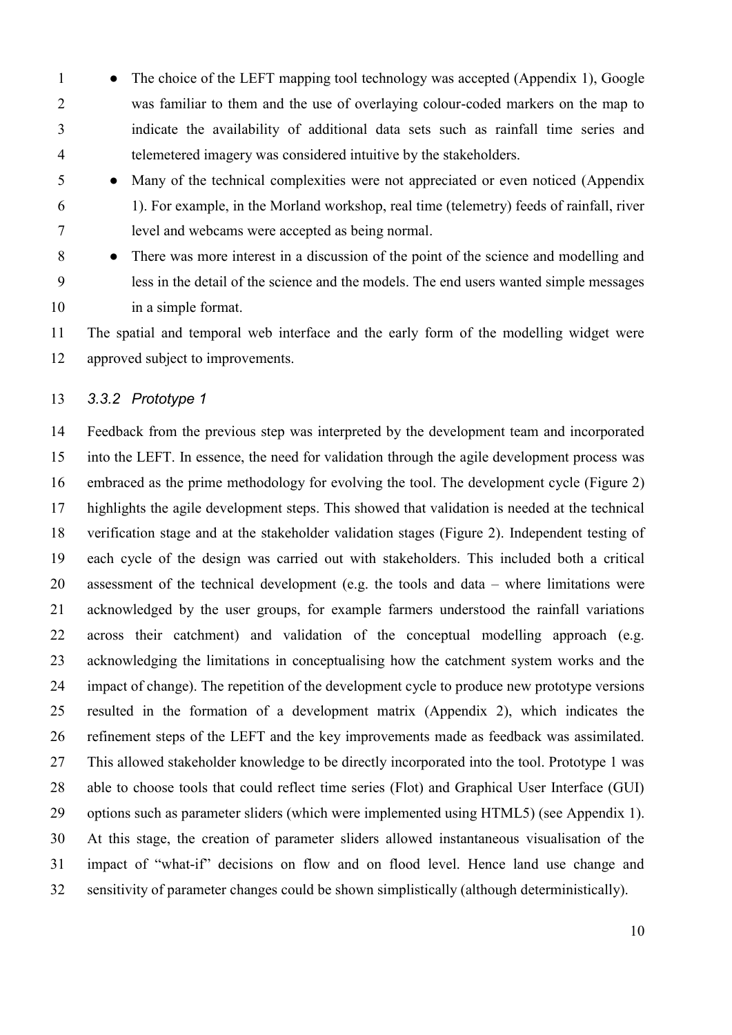- The choice of the LEFT mapping tool technology was accepted (Appendix 1), Google was familiar to them and the use of overlaying colour-coded markers on the map to indicate the availability of additional data sets such as rainfall time series and telemetered imagery was considered intuitive by the stakeholders.
- Many of the technical complexities were not appreciated or even noticed (Appendix 1). For example, in the Morland workshop, real time (telemetry) feeds of rainfall, river level and webcams were accepted as being normal.
- There was more interest in a discussion of the point of the science and modelling and less in the detail of the science and the models. The end users wanted simple messages in a simple format.

The spatial and temporal web interface and the early form of the modelling widget were approved subject to improvements.

### *3.3.2 Prototype 1*

Feedback from the previous step was interpreted by the development team and incorporated into the LEFT. In essence, the need for validation through the agile development process was embraced as the prime methodology for evolving the tool. The development cycle (Figure 2) highlights the agile development steps. This showed that validation is needed at the technical verification stage and at the stakeholder validation stages (Figure 2). Independent testing of each cycle of the design was carried out with stakeholders. This included both a critical assessment of the technical development (e.g. the tools and data – where limitations were acknowledged by the user groups, for example farmers understood the rainfall variations across their catchment) and validation of the conceptual modelling approach (e.g. acknowledging the limitations in conceptualising how the catchment system works and the impact of change). The repetition of the development cycle to produce new prototype versions resulted in the formation of a development matrix (Appendix 2), which indicates the refinement steps of the LEFT and the key improvements made as feedback was assimilated. This allowed stakeholder knowledge to be directly incorporated into the tool. Prototype 1 was able to choose tools that could reflect time series (Flot) and Graphical User Interface (GUI) options such as parameter sliders (which were implemented using HTML5) (see Appendix 1). At this stage, the creation of parameter sliders allowed instantaneous visualisation of the impact of "what-if" decisions on flow and on flood level. Hence land use change and sensitivity of parameter changes could be shown simplistically (although deterministically).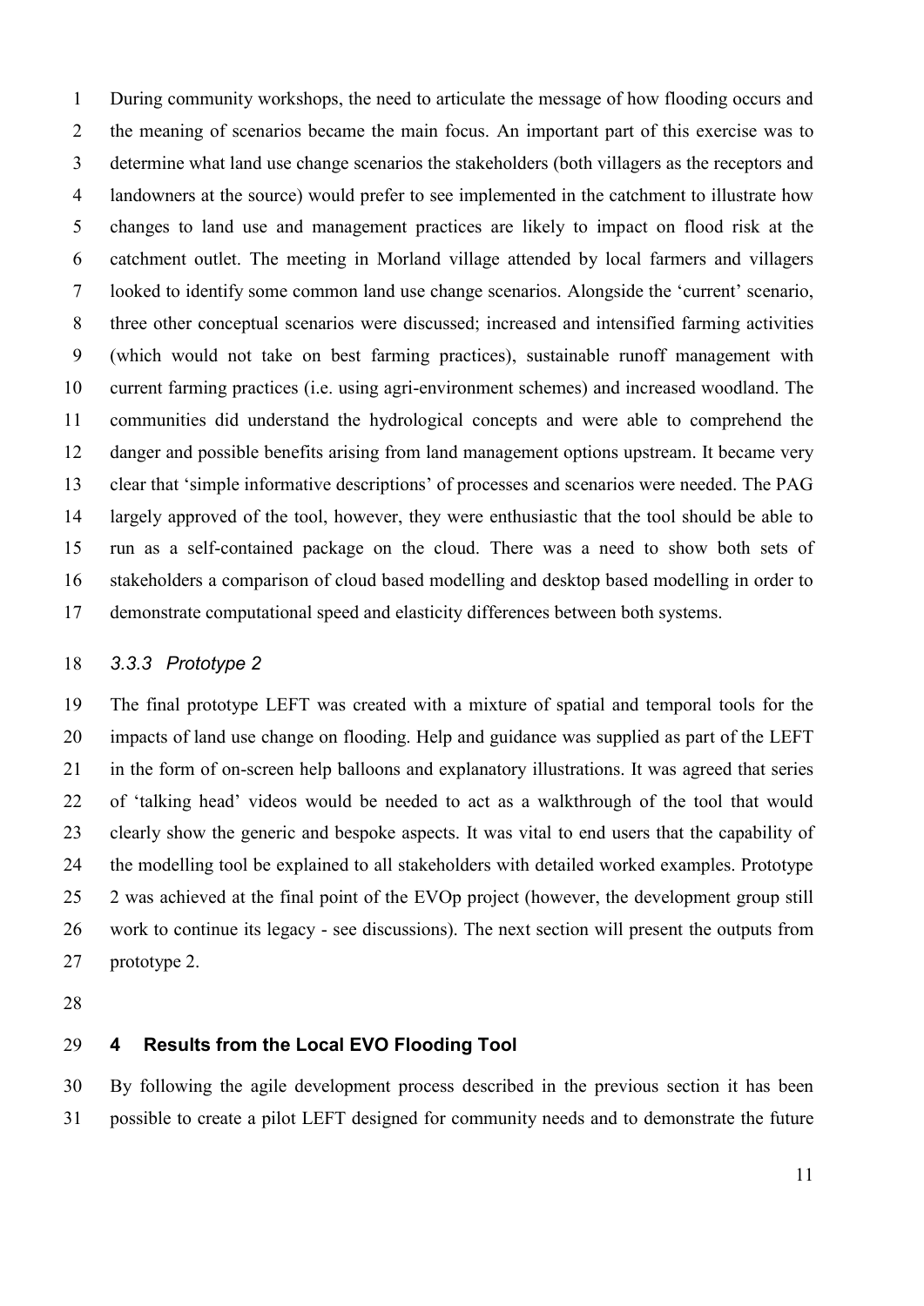During community workshops, the need to articulate the message of how flooding occurs and the meaning of scenarios became the main focus. An important part of this exercise was to determine what land use change scenarios the stakeholders (both villagers as the receptors and landowners at the source) would prefer to see implemented in the catchment to illustrate how changes to land use and management practices are likely to impact on flood risk at the catchment outlet. The meeting in Morland village attended by local farmers and villagers looked to identify some common land use change scenarios. Alongside the 'current' scenario, three other conceptual scenarios were discussed; increased and intensified farming activities (which would not take on best farming practices), sustainable runoff management with current farming practices (i.e. using agri-environment schemes) and increased woodland. The communities did understand the hydrological concepts and were able to comprehend the danger and possible benefits arising from land management options upstream. It became very clear that 'simple informative descriptions' of processes and scenarios were needed. The PAG largely approved of the tool, however, they were enthusiastic that the tool should be able to run as a self-contained package on the cloud. There was a need to show both sets of stakeholders a comparison of cloud based modelling and desktop based modelling in order to demonstrate computational speed and elasticity differences between both systems.

### *3.3.3 Prototype 2*

The final prototype LEFT was created with a mixture of spatial and temporal tools for the impacts of land use change on flooding. Help and guidance was supplied as part of the LEFT in the form of on-screen help balloons and explanatory illustrations. It was agreed that series of 'talking head' videos would be needed to act as a walkthrough of the tool that would clearly show the generic and bespoke aspects. It was vital to end users that the capability of the modelling tool be explained to all stakeholders with detailed worked examples. Prototype 2 was achieved at the final point of the EVOp project (however, the development group still work to continue its legacy - see discussions). The next section will present the outputs from prototype 2.

## **4 Results from the Local EVO Flooding Tool**

By following the agile development process described in the previous section it has been possible to create a pilot LEFT designed for community needs and to demonstrate the future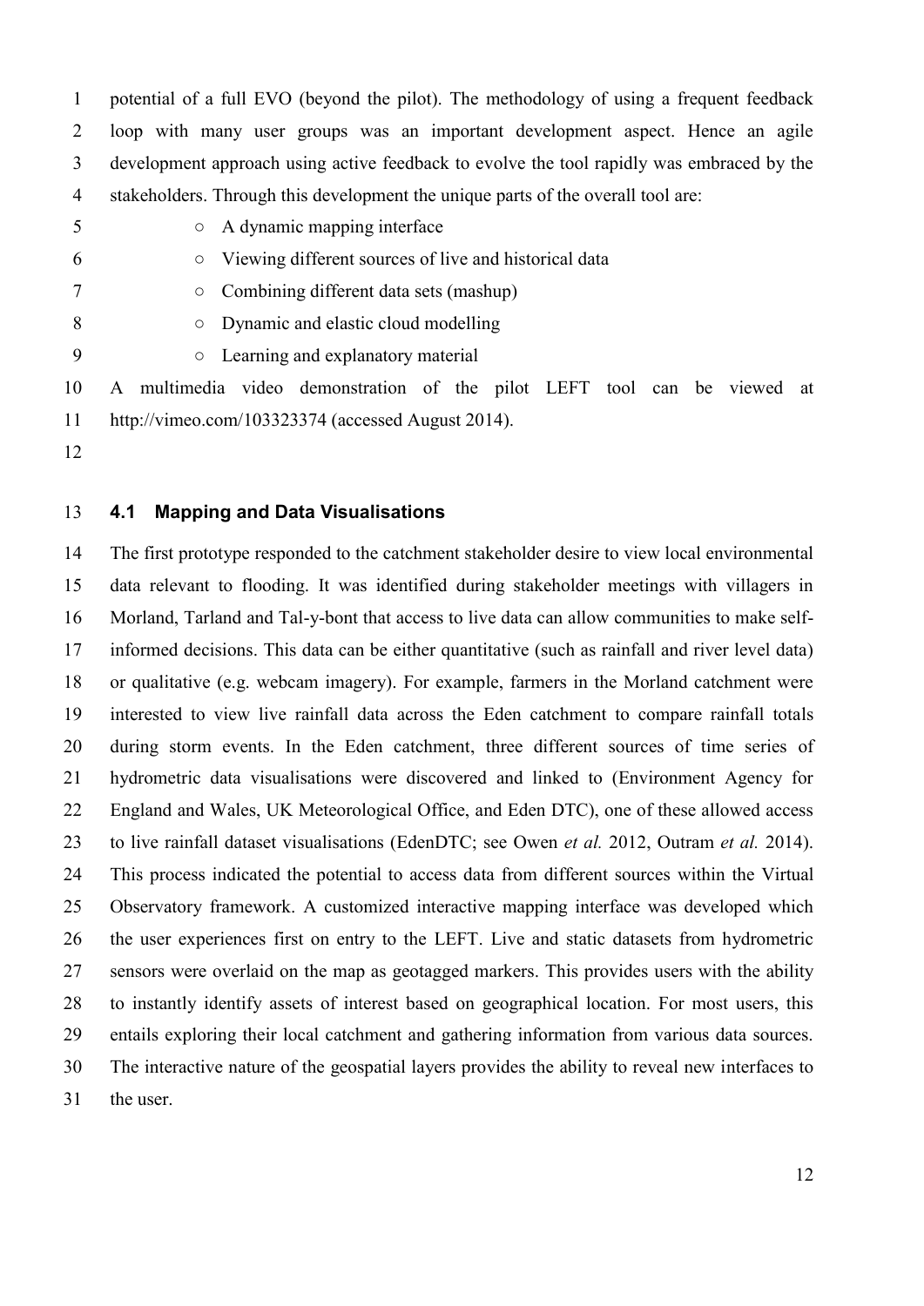potential of a full EVO (beyond the pilot). The methodology of using a frequent feedback loop with many user groups was an important development aspect. Hence an agile development approach using active feedback to evolve the tool rapidly was embraced by the stakeholders. Through this development the unique parts of the overall tool are:

- A dynamic mapping interface
- Viewing different sources of live and historical data
- Combining different data sets (mashup)
- Dynamic and elastic cloud modelling
- Learning and explanatory material

A multimedia video demonstration of the pilot LEFT tool can be viewed at http://vimeo.com/103323374 (accessed August 2014).

## 4.1 Mapping and Data Visualisations

The first prototype responded to the catchment stakeholder desire to view local environmental data relevant to flooding. It was identified during stakeholder meetings with villagers in Morland, Tarland and Tal-y-bont that access to live data can allow communities to make self-informed decisions. This data can be either quantitative (such as rainfall and river level data) or qualitative (e.g. webcam imagery). For example, farmers in the Morland catchment were interested to view live rainfall data across the Eden catchment to compare rainfall totals during storm events. In the Eden catchment, three different sources of time series of hydrometric data visualisations were discovered and linked to (Environment Agency for England and Wales, UK Meteorological Office, and Eden DTC), one of these allowed access to live rainfall dataset visualisations (EdenDTC; see Owen *et al.* 2012, Outram *et al.* 2014). This process indicated the potential to access data from different sources within the Virtual Observatory framework. A customized interactive mapping interface was developed which the user experiences first on entry to the LEFT. Live and static datasets from hydrometric sensors were overlaid on the map as geotagged markers. This provides users with the ability to instantly identify assets of interest based on geographical location. For most users, this entails exploring their local catchment and gathering information from various data sources. The interactive nature of the geospatial layers provides the ability to reveal new interfaces to the user.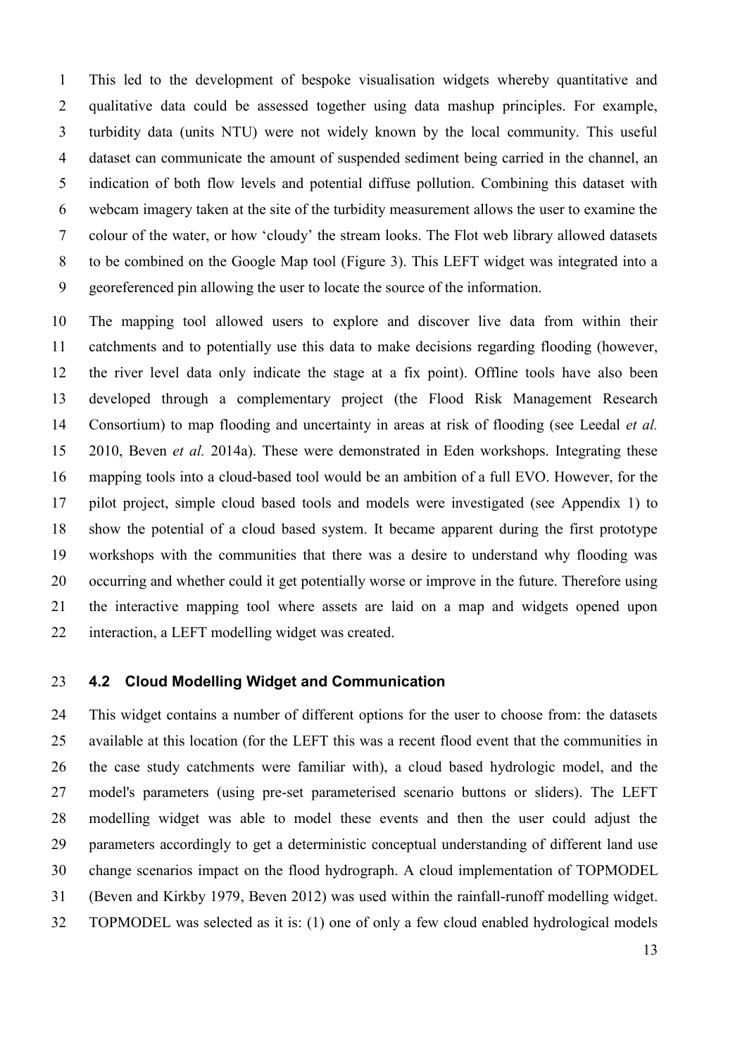This led to the development of bespoke visualisation widgets whereby quantitative and qualitative data could be assessed together using data mashup principles. For example, turbidity data (units NTU) were not widely known by the local community. This useful dataset can communicate the amount of suspended sediment being carried in the channel, an indication of both flow levels and potential diffuse pollution. Combining this dataset with webcam imagery taken at the site of the turbidity measurement allows the user to examine the colour of the water, or how 'cloudy' the stream looks. The Flot web library allowed datasets to be combined on the Google Map tool (Figure 3). This LEFT widget was integrated into a georeferenced pin allowing the user to locate the source of the information.

The mapping tool allowed users to explore and discover live data from within their catchments and to potentially use this data to make decisions regarding flooding (however, the river level data only indicate the stage at a fix point). Offline tools have also been developed through a complementary project (the Flood Risk Management Research Consortium) to map flooding and uncertainty in areas at risk of flooding (see Leedal *et al.* 2010, Beven *et al.* 2014a). These were demonstrated in Eden workshops. Integrating these mapping tools into a cloud-based tool would be an ambition of a full EVO. However, for the pilot project, simple cloud based tools and models were investigated (see Appendix 1) to show the potential of a cloud based system. It became apparent during the first prototype workshops with the communities that there was a desire to understand why flooding was occurring and whether could it get potentially worse or improve in the future. Therefore using the interactive mapping tool where assets are laid on a map and widgets opened upon interaction, a LEFT modelling widget was created.

### 4.2 Cloud Modelling Widget and Communication

This widget contains a number of different options for the user to choose from: the datasets available at this location (for the LEFT this was a recent flood event that the communities in the case study catchments were familiar with), a cloud based hydrologic model, and the model's parameters (using pre-set parameterised scenario buttons or sliders). The LEFT modelling widget was able to model these events and then the user could adjust the parameters accordingly to get a deterministic conceptual understanding of different land use change scenarios impact on the flood hydrograph. A cloud implementation of TOPMODEL (Beven and Kirkby 1979, Beven 2012) was used within the rainfall-runoff modelling widget. TOPMODEL was selected as it is: (1) one of only a few cloud enabled hydrological models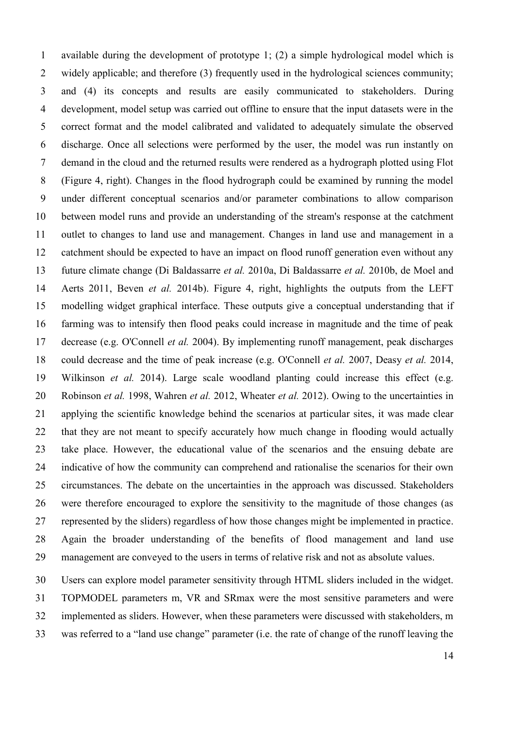available during the development of prototype 1; (2) a simple hydrological model which is widely applicable; and therefore (3) frequently used in the hydrological sciences community; and (4) its concepts and results are easily communicated to stakeholders. During development, model setup was carried out offline to ensure that the input datasets were in the correct format and the model calibrated and validated to adequately simulate the observed discharge. Once all selections were performed by the user, the model was run instantly on demand in the cloud and the returned results were rendered as a hydrograph plotted using Flot (Figure 4, right). Changes in the flood hydrograph could be examined by running the model under different conceptual scenarios and/or parameter combinations to allow comparison between model runs and provide an understanding of the stream's response at the catchment outlet to changes to land use and management. Changes in land use and management in a catchment should be expected to have an impact on flood runoff generation even without any future climate change (Di Baldassarre *et al.* 2010a, Di Baldassarre *et al.* 2010b, de Moel and Aerts 2011, Beven *et al.* 2014b). Figure 4, right, highlights the outputs from the LEFT modelling widget graphical interface. These outputs give a conceptual understanding that if farming was to intensify then flood peaks could increase in magnitude and the time of peak decrease (e.g. O'Connell *et al.* 2004). By implementing runoff management, peak discharges could decrease and the time of peak increase (e.g. O'Connell *et al.* 2007, Deasy *et al.* 2014, Wilkinson *et al.* 2014). Large scale woodland planting could increase this effect (e.g. Robinson *et al.* 1998, Wahren *et al.* 2012, Wheater *et al.* 2012). Owing to the uncertainties in applying the scientific knowledge behind the scenarios at particular sites, it was made clear that they are not meant to specify accurately how much change in flooding would actually take place. However, the educational value of the scenarios and the ensuing debate are indicative of how the community can comprehend and rationalise the scenarios for their own circumstances. The debate on the uncertainties in the approach was discussed. Stakeholders were therefore encouraged to explore the sensitivity to the magnitude of those changes (as represented by the sliders) regardless of how those changes might be implemented in practice. Again the broader understanding of the benefits of flood management and land use management are conveyed to the users in terms of relative risk and not as absolute values.

Users can explore model parameter sensitivity through HTML sliders included in the widget. TOPMODEL parameters m, VR and SRmax were the most sensitive parameters and were implemented as sliders. However, when these parameters were discussed with stakeholders, m was referred to a "land use change" parameter (i.e. the rate of change of the runoff leaving the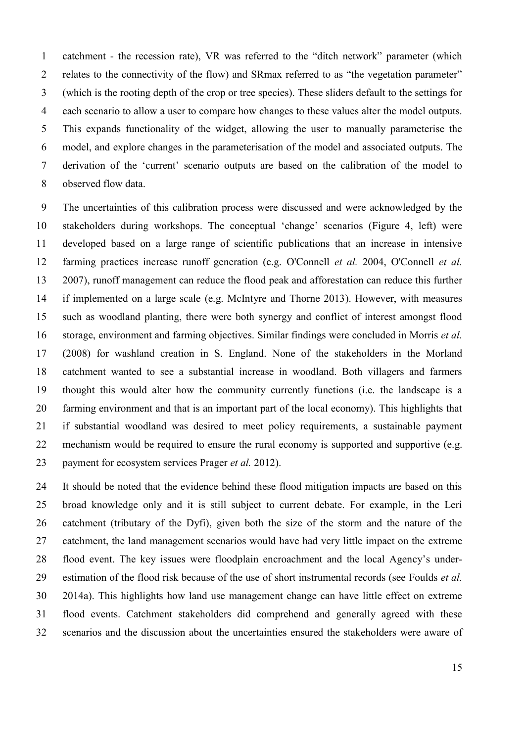catchment - the recession rate), VR was referred to the "ditch network" parameter (which relates to the connectivity of the flow) and SRmax referred to as "the vegetation parameter" (which is the rooting depth of the crop or tree species). These sliders default to the settings for each scenario to allow a user to compare how changes to these values alter the model outputs. This expands functionality of the widget, allowing the user to manually parameterise the model, and explore changes in the parameterisation of the model and associated outputs. The derivation of the 'current' scenario outputs are based on the calibration of the model to observed flow data.

The uncertainties of this calibration process were discussed and were acknowledged by the stakeholders during workshops. The conceptual 'change' scenarios (Figure 4, left) were developed based on a large range of scientific publications that an increase in intensive farming practices increase runoff generation (e.g. O'Connell *et al.* 2004, O'Connell *et al.* 2007), runoff management can reduce the flood peak and afforestation can reduce this further if implemented on a large scale (e.g. McIntyre and Thorne 2013). However, with measures such as woodland planting, there were both synergy and conflict of interest amongst flood storage, environment and farming objectives. Similar findings were concluded in Morris *et al.* (2008) for washland creation in S. England. None of the stakeholders in the Morland catchment wanted to see a substantial increase in woodland. Both villagers and farmers thought this would alter how the community currently functions (i.e. the landscape is a farming environment and that is an important part of the local economy). This highlights that if substantial woodland was desired to meet policy requirements, a sustainable payment mechanism would be required to ensure the rural economy is supported and supportive (e.g. payment for ecosystem services Prager *et al.* 2012).

It should be noted that the evidence behind these flood mitigation impacts are based on this broad knowledge only and it is still subject to current debate. For example, in the Leri catchment (tributary of the Dyfi), given both the size of the storm and the nature of the catchment, the land management scenarios would have had very little impact on the extreme flood event. The key issues were floodplain encroachment and the local Agency's under-estimation of the flood risk because of the use of short instrumental records (see Foulds *et al.* 2014a). This highlights how land use management change can have little effect on extreme flood events. Catchment stakeholders did comprehend and generally agreed with these scenarios and the discussion about the uncertainties ensured the stakeholders were aware of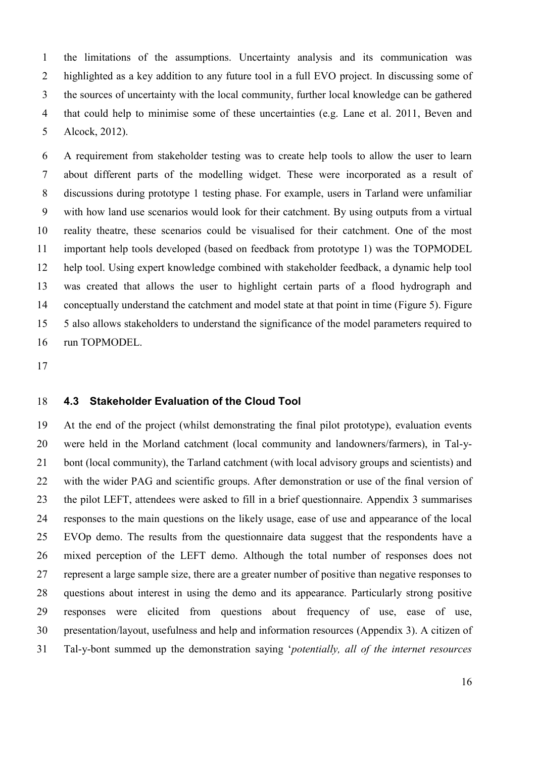the limitations of the assumptions. Uncertainty analysis and its communication was highlighted as a key addition to any future tool in a full EVO project. In discussing some of the sources of uncertainty with the local community, further local knowledge can be gathered that could help to minimise some of these uncertainties (e.g. Lane et al. 2011, Beven and Alcock, 2012).

A requirement from stakeholder testing was to create help tools to allow the user to learn about different parts of the modelling widget. These were incorporated as a result of discussions during prototype 1 testing phase. For example, users in Tarland were unfamiliar with how land use scenarios would look for their catchment. By using outputs from a virtual reality theatre, these scenarios could be visualised for their catchment. One of the most important help tools developed (based on feedback from prototype 1) was the TOPMODEL help tool. Using expert knowledge combined with stakeholder feedback, a dynamic help tool was created that allows the user to highlight certain parts of a flood hydrograph and conceptually understand the catchment and model state at that point in time (Figure 5). Figure 5 also allows stakeholders to understand the significance of the model parameters required to run TOPMODEL.

### 4.3 Stakeholder Evaluation of the Cloud Tool

At the end of the project (whilst demonstrating the final pilot prototype), evaluation events were held in the Morland catchment (local community and landowners/farmers), in Tal-y-bont (local community), the Tarland catchment (with local advisory groups and scientists) and with the wider PAG and scientific groups. After demonstration or use of the final version of the pilot LEFT, attendees were asked to fill in a brief questionnaire. Appendix 3 summarises responses to the main questions on the likely usage, ease of use and appearance of the local EVOp demo. The results from the questionnaire data suggest that the respondents have a mixed perception of the LEFT demo. Although the total number of responses does not represent a large sample size, there are a greater number of positive than negative responses to questions about interest in using the demo and its appearance. Particularly strong positive responses were elicited from questions about frequency of use, ease of use, presentation/layout, usefulness and help and information resources (Appendix 3). A citizen of Tal-y-bont summed up the demonstration saying '*potentially, all of the internet resources*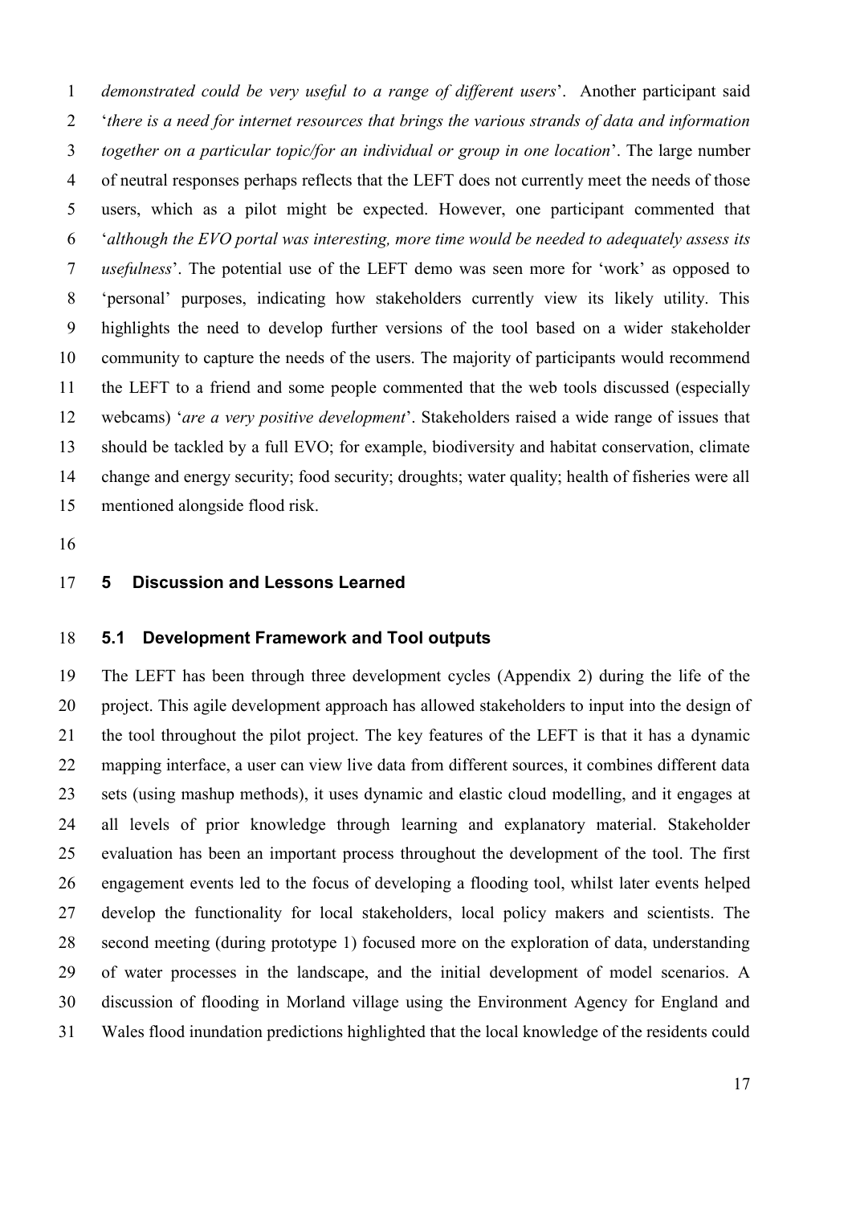*demonstrated could be very useful to a range of different users*'. Another participant said '*there is a need for internet resources that brings the various strands of data and information together on a particular topic/for an individual or group in one location*'. The large number of neutral responses perhaps reflects that the LEFT does not currently meet the needs of those users, which as a pilot might be expected. However, one participant commented that '*although the EVO portal was interesting, more time would be needed to adequately assess its usefulness*'. The potential use of the LEFT demo was seen more for 'work' as opposed to 'personal' purposes, indicating how stakeholders currently view its likely utility. This highlights the need to develop further versions of the tool based on a wider stakeholder community to capture the needs of the users. The majority of participants would recommend the LEFT to a friend and some people commented that the web tools discussed (especially webcams) '*are a very positive development*'. Stakeholders raised a wide range of issues that should be tackled by a full EVO; for example, biodiversity and habitat conservation, climate change and energy security; food security; droughts; water quality; health of fisheries were all mentioned alongside flood risk.

## 5 Discussion and Lessons Learned

### 5.1 Development Framework and Tool outputs

The LEFT has been through three development cycles (Appendix 2) during the life of the project. This agile development approach has allowed stakeholders to input into the design of the tool throughout the pilot project. The key features of the LEFT is that it has a dynamic mapping interface, a user can view live data from different sources, it combines different data sets (using mashup methods), it uses dynamic and elastic cloud modelling, and it engages at all levels of prior knowledge through learning and explanatory material. Stakeholder evaluation has been an important process throughout the development of the tool. The first engagement events led to the focus of developing a flooding tool, whilst later events helped develop the functionality for local stakeholders, local policy makers and scientists. The second meeting (during prototype 1) focused more on the exploration of data, understanding of water processes in the landscape, and the initial development of model scenarios. A discussion of flooding in Morland village using the Environment Agency for England and Wales flood inundation predictions highlighted that the local knowledge of the residents could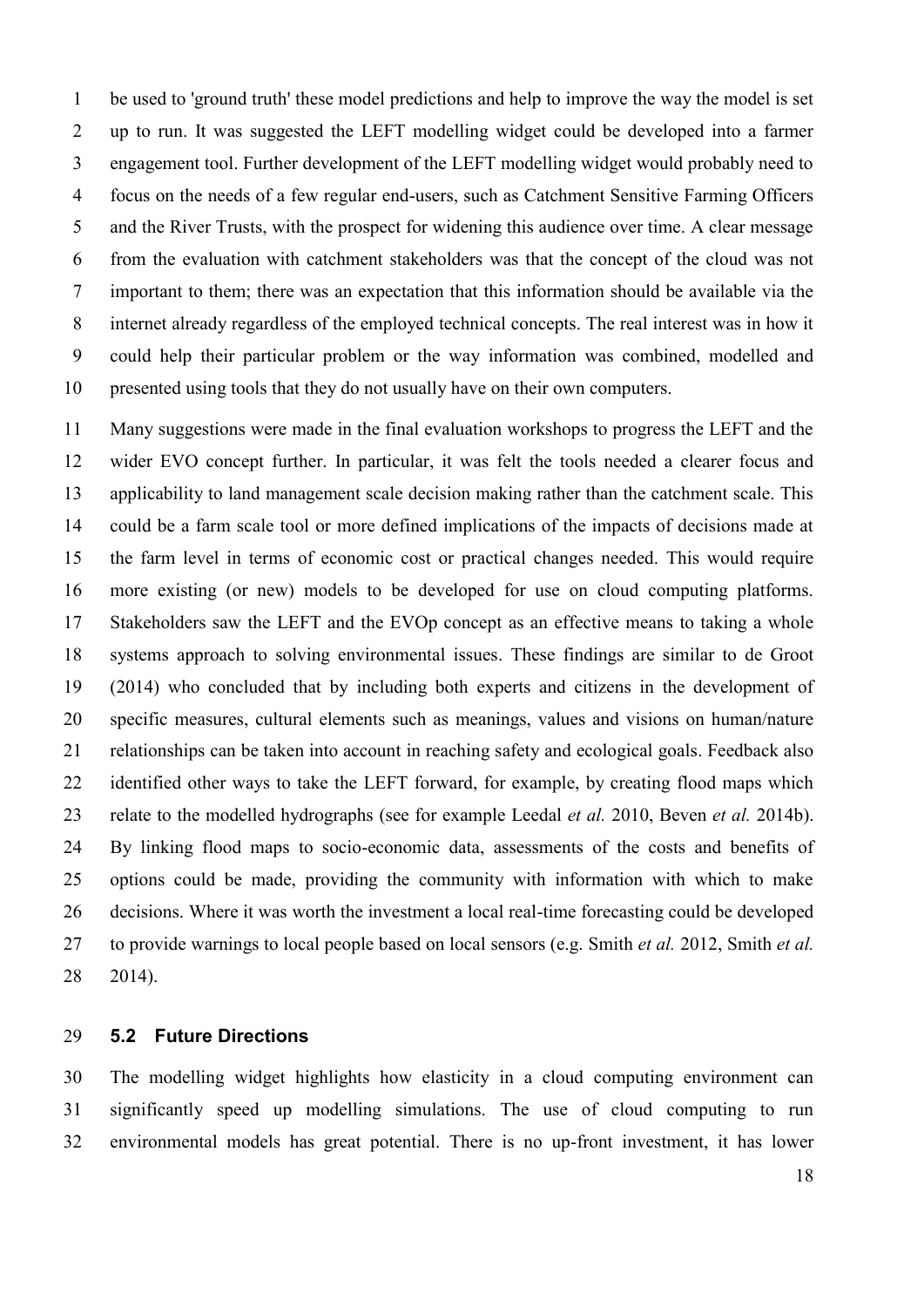be used to 'ground truth' these model predictions and help to improve the way the model is set up to run. It was suggested the LEFT modelling widget could be developed into a farmer engagement tool. Further development of the LEFT modelling widget would probably need to focus on the needs of a few regular end-users, such as Catchment Sensitive Farming Officers and the River Trusts, with the prospect for widening this audience over time. A clear message from the evaluation with catchment stakeholders was that the concept of the cloud was not important to them; there was an expectation that this information should be available via the internet already regardless of the employed technical concepts. The real interest was in how it could help their particular problem or the way information was combined, modelled and presented using tools that they do not usually have on their own computers.

Many suggestions were made in the final evaluation workshops to progress the LEFT and the wider EVO concept further. In particular, it was felt the tools needed a clearer focus and applicability to land management scale decision making rather than the catchment scale. This could be a farm scale tool or more defined implications of the impacts of decisions made at the farm level in terms of economic cost or practical changes needed. This would require more existing (or new) models to be developed for use on cloud computing platforms. Stakeholders saw the LEFT and the EVOp concept as an effective means to taking a whole systems approach to solving environmental issues. These findings are similar to de Groot (2014) who concluded that by including both experts and citizens in the development of specific measures, cultural elements such as meanings, values and visions on human/nature relationships can be taken into account in reaching safety and ecological goals. Feedback also identified other ways to take the LEFT forward, for example, by creating flood maps which relate to the modelled hydrographs (see for example Leedal *et al.* 2010, Beven *et al.* 2014b). By linking flood maps to socio-economic data, assessments of the costs and benefits of options could be made, providing the community with information with which to make decisions. Where it was worth the investment a local real-time forecasting could be developed to provide warnings to local people based on local sensors (e.g. Smith *et al.* 2012, Smith *et al.* 2014).

### 5.2 Future Directions

The modelling widget highlights how elasticity in a cloud computing environment can significantly speed up modelling simulations. The use of cloud computing to run environmental models has great potential. There is no up-front investment, it has lower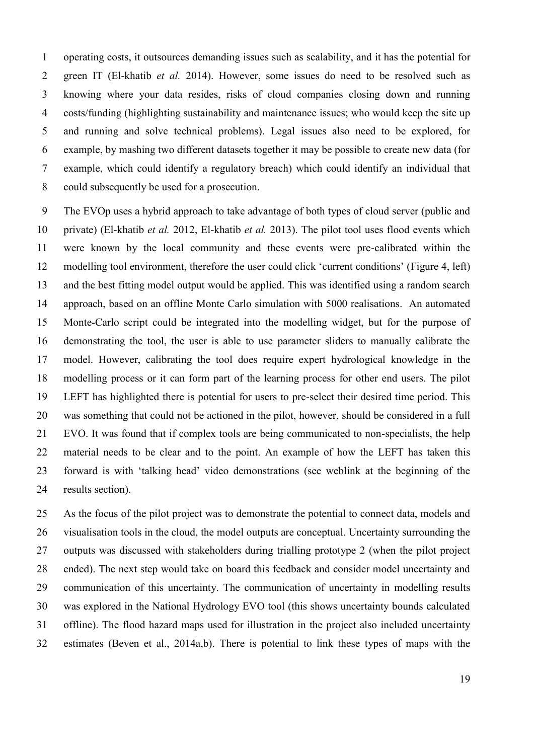operating costs, it outsources demanding issues such as scalability, and it has the potential for green IT (El-khatib *et al.* 2014). However, some issues do need to be resolved such as knowing where your data resides, risks of cloud companies closing down and running costs/funding (highlighting sustainability and maintenance issues; who would keep the site up and running and solve technical problems). Legal issues also need to be explored, for example, by mashing two different datasets together it may be possible to create new data (for example, which could identify a regulatory breach) which could identify an individual that could subsequently be used for a prosecution.

The EVOp uses a hybrid approach to take advantage of both types of cloud server (public and private) (El-khatib *et al.* 2012, El-khatib *et al.* 2013). The pilot tool uses flood events which were known by the local community and these events were pre-calibrated within the modelling tool environment, therefore the user could click 'current conditions' (Figure 4, left) and the best fitting model output would be applied. This was identified using a random search approach, based on an offline Monte Carlo simulation with 5000 realisations. An automated Monte-Carlo script could be integrated into the modelling widget, but for the purpose of demonstrating the tool, the user is able to use parameter sliders to manually calibrate the model. However, calibrating the tool does require expert hydrological knowledge in the modelling process or it can form part of the learning process for other end users. The pilot LEFT has highlighted there is potential for users to pre-select their desired time period. This was something that could not be actioned in the pilot, however, should be considered in a full EVO. It was found that if complex tools are being communicated to non-specialists, the help material needs to be clear and to the point. An example of how the LEFT has taken this forward is with 'talking head' video demonstrations (see weblink at the beginning of the results section).

As the focus of the pilot project was to demonstrate the potential to connect data, models and visualisation tools in the cloud, the model outputs are conceptual. Uncertainty surrounding the outputs was discussed with stakeholders during trialling prototype 2 (when the pilot project ended). The next step would take on board this feedback and consider model uncertainty and communication of this uncertainty. The communication of uncertainty in modelling results was explored in the National Hydrology EVO tool (this shows uncertainty bounds calculated offline). The flood hazard maps used for illustration in the project also included uncertainty estimates (Beven et al., 2014a,b). There is potential to link these types of maps with the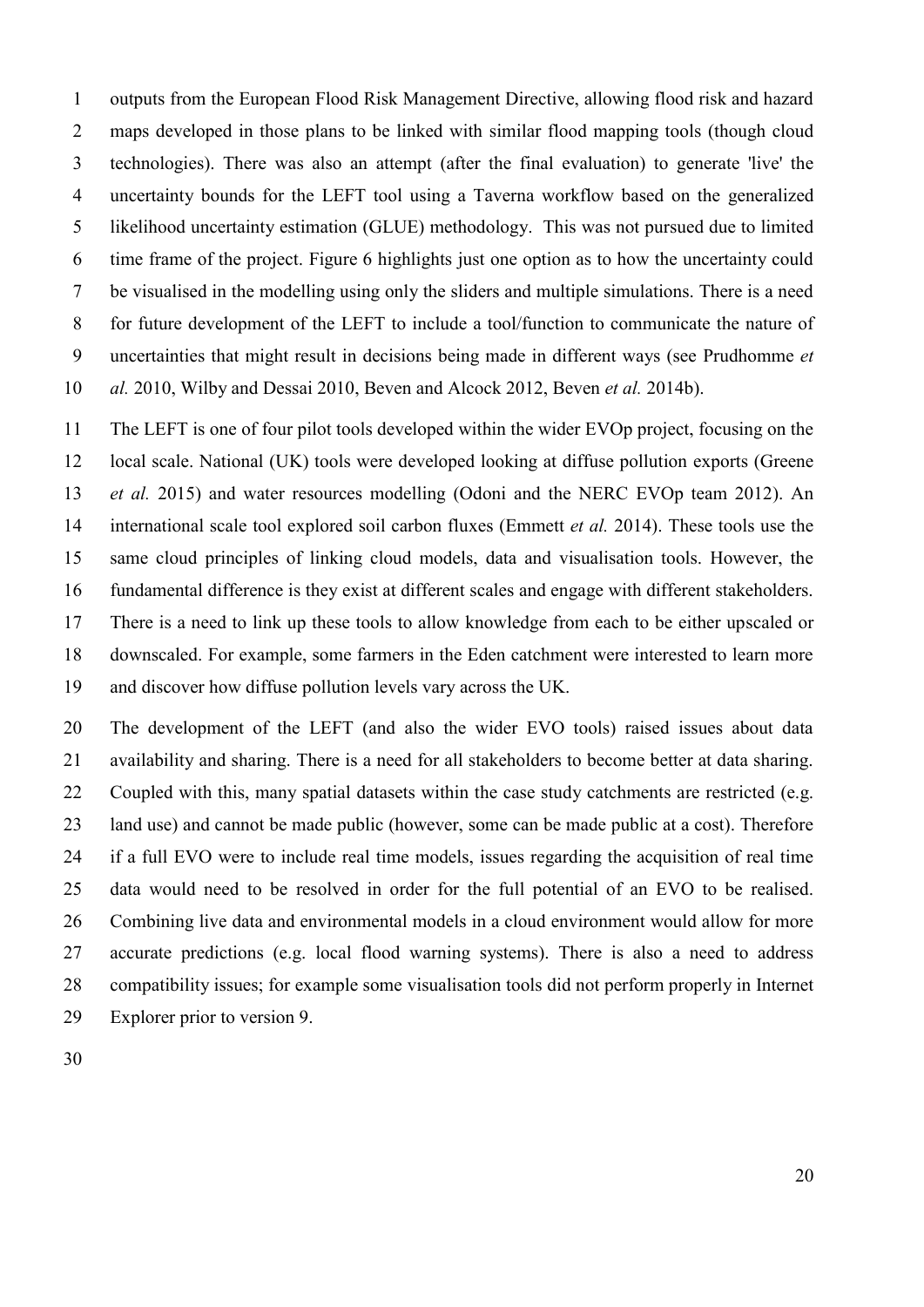outputs from the European Flood Risk Management Directive, allowing flood risk and hazard maps developed in those plans to be linked with similar flood mapping tools (though cloud technologies). There was also an attempt (after the final evaluation) to generate 'live' the uncertainty bounds for the LEFT tool using a Taverna workflow based on the generalized likelihood uncertainty estimation (GLUE) methodology. This was not pursued due to limited time frame of the project. Figure 6 highlights just one option as to how the uncertainty could be visualised in the modelling using only the sliders and multiple simulations. There is a need for future development of the LEFT to include a tool/function to communicate the nature of uncertainties that might result in decisions being made in different ways (see Prudhomme *et al.* 2010, Wilby and Dessai 2010, Beven and Alcock 2012, Beven *et al.* 2014b).

The LEFT is one of four pilot tools developed within the wider EVOp project, focusing on the local scale. National (UK) tools were developed looking at diffuse pollution exports (Greene *et al.* 2015) and water resources modelling (Odoni and the NERC EVOp team 2012). An international scale tool explored soil carbon fluxes (Emmett *et al.* 2014). These tools use the same cloud principles of linking cloud models, data and visualisation tools. However, the fundamental difference is they exist at different scales and engage with different stakeholders. There is a need to link up these tools to allow knowledge from each to be either upscaled or downscaled. For example, some farmers in the Eden catchment were interested to learn more and discover how diffuse pollution levels vary across the UK.

The development of the LEFT (and also the wider EVO tools) raised issues about data availability and sharing. There is a need for all stakeholders to become better at data sharing. Coupled with this, many spatial datasets within the case study catchments are restricted (e.g. land use) and cannot be made public (however, some can be made public at a cost). Therefore if a full EVO were to include real time models, issues regarding the acquisition of real time data would need to be resolved in order for the full potential of an EVO to be realised. Combining live data and environmental models in a cloud environment would allow for more accurate predictions (e.g. local flood warning systems). There is also a need to address compatibility issues; for example some visualisation tools did not perform properly in Internet Explorer prior to version 9.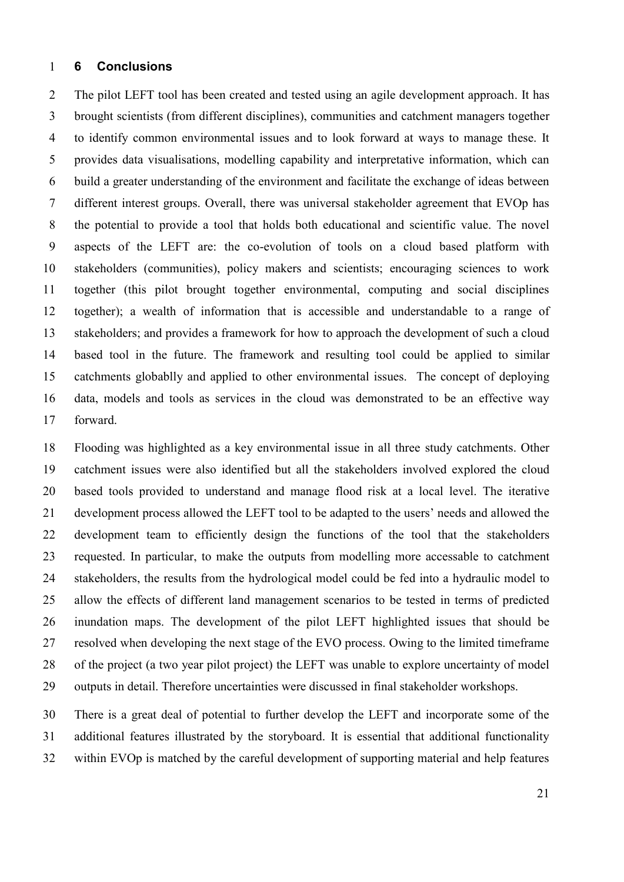## 6 Conclusions

The pilot LEFT tool has been created and tested using an agile development approach. It has brought scientists (from different disciplines), communities and catchment managers together to identify common environmental issues and to look forward at ways to manage these. It provides data visualisations, modelling capability and interpretative information, which can build a greater understanding of the environment and facilitate the exchange of ideas between different interest groups. Overall, there was universal stakeholder agreement that EVOp has the potential to provide a tool that holds both educational and scientific value. The novel aspects of the LEFT are: the co-evolution of tools on a cloud based platform with stakeholders (communities), policy makers and scientists; encouraging sciences to work together (this pilot brought together environmental, computing and social disciplines together); a wealth of information that is accessible and understandable to a range of stakeholders; and provides a framework for how to approach the development of such a cloud based tool in the future. The framework and resulting tool could be applied to similar catchments globablly and applied to other environmental issues. The concept of deploying data, models and tools as services in the cloud was demonstrated to be an effective way forward.

Flooding was highlighted as a key environmental issue in all three study catchments. Other catchment issues were also identified but all the stakeholders involved explored the cloud based tools provided to understand and manage flood risk at a local level. The iterative development process allowed the LEFT tool to be adapted to the users' needs and allowed the development team to efficiently design the functions of the tool that the stakeholders requested. In particular, to make the outputs from modelling more accessable to catchment stakeholders, the results from the hydrological model could be fed into a hydraulic model to allow the effects of different land management scenarios to be tested in terms of predicted inundation maps. The development of the pilot LEFT highlighted issues that should be resolved when developing the next stage of the EVO process. Owing to the limited timeframe of the project (a two year pilot project) the LEFT was unable to explore uncertainty of model outputs in detail. Therefore uncertainties were discussed in final stakeholder workshops.

There is a great deal of potential to further develop the LEFT and incorporate some of the additional features illustrated by the storyboard. It is essential that additional functionality within EVOp is matched by the careful development of supporting material and help features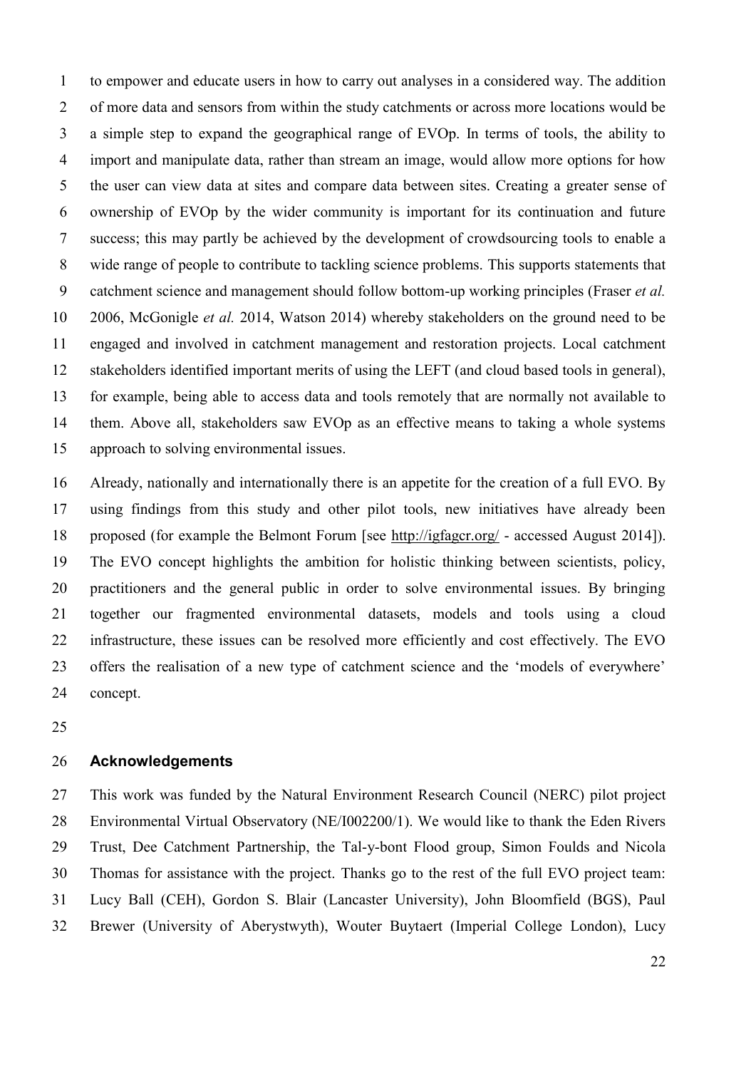to empower and educate users in how to carry out analyses in a considered way. The addition of more data and sensors from within the study catchments or across more locations would be a simple step to expand the geographical range of EVOp. In terms of tools, the ability to import and manipulate data, rather than stream an image, would allow more options for how the user can view data at sites and compare data between sites. Creating a greater sense of ownership of EVOp by the wider community is important for its continuation and future success; this may partly be achieved by the development of crowdsourcing tools to enable a wide range of people to contribute to tackling science problems. This supports statements that catchment science and management should follow bottom-up working principles (Fraser *et al.* 2006, McGonigle *et al.* 2014, Watson 2014) whereby stakeholders on the ground need to be engaged and involved in catchment management and restoration projects. Local catchment stakeholders identified important merits of using the LEFT (and cloud based tools in general), for example, being able to access data and tools remotely that are normally not available to them. Above all, stakeholders saw EVOp as an effective means to taking a whole systems approach to solving environmental issues.

Already, nationally and internationally there is an appetite for the creation of a full EVO. By using findings from this study and other pilot tools, new initiatives have already been proposed (for example the Belmont Forum [see http://igfagcr.org/ - accessed August 2014]). The EVO concept highlights the ambition for holistic thinking between scientists, policy, practitioners and the general public in order to solve environmental issues. By bringing together our fragmented environmental datasets, models and tools using a cloud infrastructure, these issues can be resolved more efficiently and cost effectively. The EVO offers the realisation of a new type of catchment science and the 'models of everywhere' concept.

## Acknowledgements

This work was funded by the Natural Environment Research Council (NERC) pilot project Environmental Virtual Observatory (NE/I002200/1). We would like to thank the Eden Rivers Trust, Dee Catchment Partnership, the Tal-y-bont Flood group, Simon Foulds and Nicola Thomas for assistance with the project. Thanks go to the rest of the full EVO project team: Lucy Ball (CEH), Gordon S. Blair (Lancaster University), John Bloomfield (BGS), Paul Brewer (University of Aberystwyth), Wouter Buytaert (Imperial College London), Lucy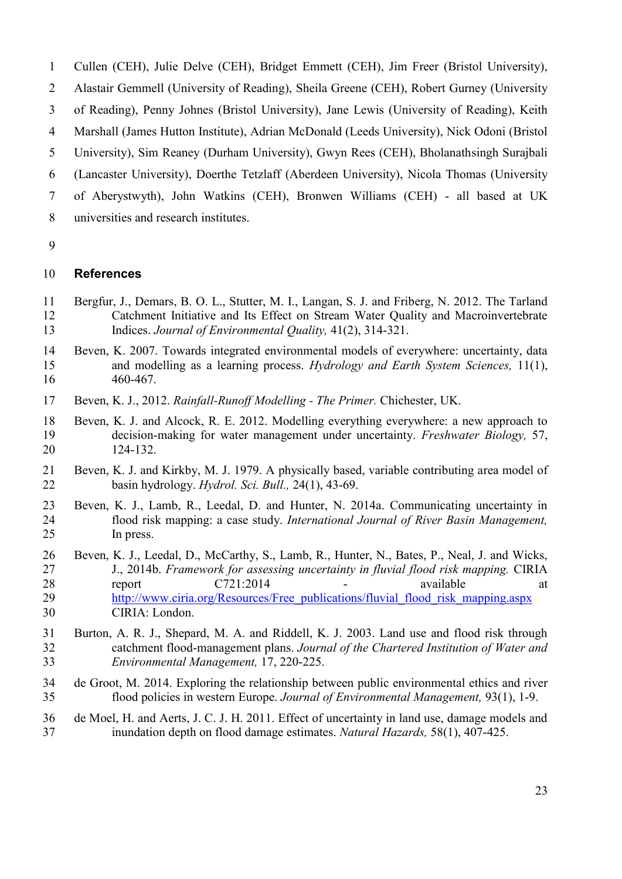Cullen (CEH), Julie Delve (CEH), Bridget Emmett (CEH), Jim Freer (Bristol University), Alastair Gemmell (University of Reading), Sheila Greene (CEH), Robert Gurney (University of Reading), Penny Johnes (Bristol University), Jane Lewis (University of Reading), Keith Marshall (James Hutton Institute), Adrian McDonald (Leeds University), Nick Odoni (Bristol University), Sim Reaney (Durham University), Gwyn Rees (CEH), Bholanathsingh Surajbali (Lancaster University), Doerthe Tetzlaff (Aberdeen University), Nicola Thomas (University of Aberystwyth), John Watkins (CEH), Bronwen Williams (CEH) - all based at UK universities and research institutes.

## References

Bergfur, J., Demars, B. O. L., Stutter, M. I., Langan, S. J. and Friberg, N. 2012. The Tarland Catchment Initiative and Its Effect on Stream Water Quality and Macroinvertebrate Indices. *Journal of Environmental Quality,* 41(2), 314-321.

Beven, K. 2007. Towards integrated environmental models of everywhere: uncertainty, data and modelling as a learning process. *Hydrology and Earth System Sciences,* 11(1), 460-467.

Beven, K. J., 2012. *Rainfall-Runoff Modelling - The Primer.* Chichester, UK.

Beven, K. J. and Alcock, R. E. 2012. Modelling everything everywhere: a new approach to decision-making for water management under uncertainty. *Freshwater Biology,* 57, 124-132.

Beven, K. J. and Kirkby, M. J. 1979. A physically based, variable contributing area model of basin hydrology. *Hydrol. Sci. Bull.,* 24(1), 43-69.

Beven, K. J., Lamb, R., Leedal, D. and Hunter, N. 2014a. Communicating uncertainty in flood risk mapping: a case study. *International Journal of River Basin Management,* In press.

Beven, K. J., Leedal, D., McCarthy, S., Lamb, R., Hunter, N., Bates, P., Neal, J. and Wicks, J., 2014b. *Framework for assessing uncertainty in fluvial flood risk mapping.* CIRIA report C721:2014 - available at http://www.ciria.org/Resources/Free_publications/fluvial_flood_risk_mapping.aspx CIRIA: London.

Burton, A. R. J., Shepard, M. A. and Riddell, K. J. 2003. Land use and flood risk through catchment flood-management plans. *Journal of the Chartered Institution of Water and Environmental Management,* 17, 220-225.

de Groot, M. 2014. Exploring the relationship between public environmental ethics and river flood policies in western Europe. *Journal of Environmental Management,* 93(1), 1-9.

de Moel, H. and Aerts, J. C. J. H. 2011. Effect of uncertainty in land use, damage models and inundation depth on flood damage estimates. *Natural Hazards,* 58(1), 407-425.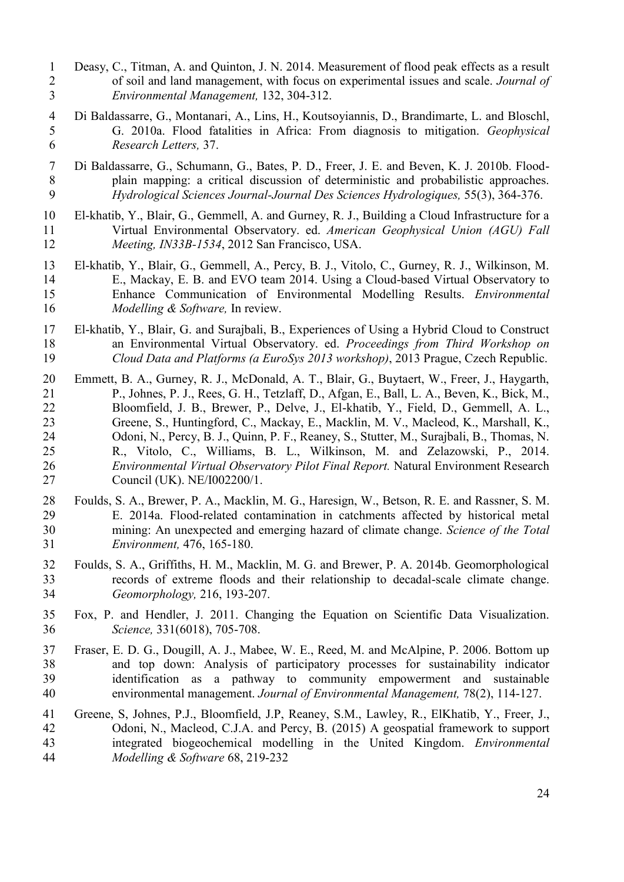Deasy, C., Titman, A. and Quinton, J. N. 2014. Measurement of flood peak effects as a result of soil and land management, with focus on experimental issues and scale. *Journal of Environmental Management,* 132, 304-312.

Di Baldassarre, G., Montanari, A., Lins, H., Koutsoyiannis, D., Brandimarte, L. and Bloschl, G. 2010a. Flood fatalities in Africa: From diagnosis to mitigation. *Geophysical Research Letters,* 37.

Di Baldassarre, G., Schumann, G., Bates, P. D., Freer, J. E. and Beven, K. J. 2010b. Flood-plain mapping: a critical discussion of deterministic and probabilistic approaches. *Hydrological Sciences Journal-Journal Des Sciences Hydrologiques,* 55(3), 364-376.

El-khatib, Y., Blair, G., Gemmell, A. and Gurney, R. J., Building a Cloud Infrastructure for a Virtual Environmental Observatory. ed. *American Geophysical Union (AGU) Fall Meeting, IN33B-1534*, 2012 San Francisco, USA.

El-khatib, Y., Blair, G., Gemmell, A., Percy, B. J., Vitolo, C., Gurney, R. J., Wilkinson, M. E., Mackay, E. B. and EVO team 2014. Using a Cloud-based Virtual Observatory to Enhance Communication of Environmental Modelling Results. *Environmental Modelling & Software,* In review.

El-khatib, Y., Blair, G. and Surajbali, B., Experiences of Using a Hybrid Cloud to Construct an Environmental Virtual Observatory. ed. *Proceedings from Third Workshop on Cloud Data and Platforms (a EuroSys 2013 workshop)*, 2013 Prague, Czech Republic.

Emmett, B. A., Gurney, R. J., McDonald, A. T., Blair, G., Buytaert, W., Freer, J., Haygarth, P., Johnes, P. J., Rees, G. H., Tetzlaff, D., Afgan, E., Ball, L. A., Beven, K., Bick, M., Bloomfield, J. B., Brewer, P., Delve, J., El-khatib, Y., Field, D., Gemmell, A. L., Greene, S., Huntingford, C., Mackay, E., Macklin, M. V., Macleod, K., Marshall, K., Odoni, N., Percy, B. J., Quinn, P. F., Reaney, S., Stutter, M., Surajbali, B., Thomas, N. R., Vitolo, C., Williams, B. L., Wilkinson, M. and Zelazowski, P., 2014. *Environmental Virtual Observatory Pilot Final Report.* Natural Environment Research Council (UK). NE/I002200/1.

Foulds, S. A., Brewer, P. A., Macklin, M. G., Haresign, W., Betson, R. E. and Rassner, S. M. E. 2014a. Flood-related contamination in catchments affected by historical metal mining: An unexpected and emerging hazard of climate change. *Science of the Total Environment,* 476, 165-180.

Foulds, S. A., Griffiths, H. M., Macklin, M. G. and Brewer, P. A. 2014b. Geomorphological records of extreme floods and their relationship to decadal-scale climate change. *Geomorphology,* 216, 193-207.

Fox, P. and Hendler, J. 2011. Changing the Equation on Scientific Data Visualization. *Science,* 331(6018), 705-708.

Fraser, E. D. G., Dougill, A. J., Mabee, W. E., Reed, M. and McAlpine, P. 2006. Bottom up and top down: Analysis of participatory processes for sustainability indicator identification as a pathway to community empowerment and sustainable environmental management. *Journal of Environmental Management,* 78(2), 114-127.

Greene, S, Johnes, P.J., Bloomfield, J.P, Reaney, S.M., Lawley, R., ElKhatib, Y., Freer, J., Odoni, N., Macleod, C.J.A. and Percy, B. (2015) A geospatial framework to support integrated biogeochemical modelling in the United Kingdom. *Environmental Modelling & Software* 68, 219-232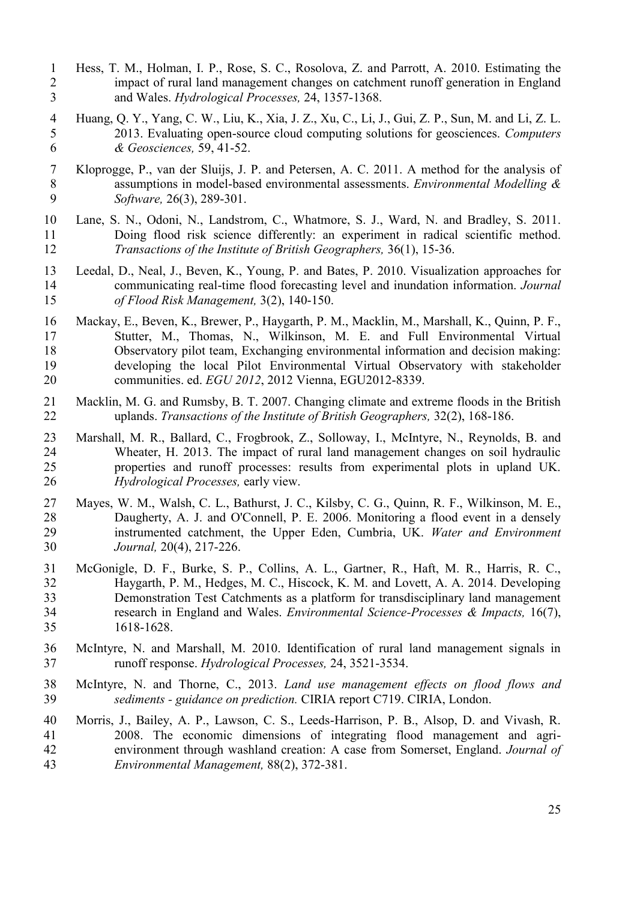Hess, T. M., Holman, I. P., Rose, S. C., Rosolova, Z. and Parrott, A. 2010. Estimating the impact of rural land management changes on catchment runoff generation in England and Wales. *Hydrological Processes,* 24, 1357-1368.

Huang, Q. Y., Yang, C. W., Liu, K., Xia, J. Z., Xu, C., Li, J., Gui, Z. P., Sun, M. and Li, Z. L. 2013. Evaluating open-source cloud computing solutions for geosciences. *Computers & Geosciences,* 59, 41-52.

Kloprogge, P., van der Sluijs, J. P. and Petersen, A. C. 2011. A method for the analysis of assumptions in model-based environmental assessments. *Environmental Modelling & Software,* 26(3), 289-301.

Lane, S. N., Odoni, N., Landstrom, C., Whatmore, S. J., Ward, N. and Bradley, S. 2011. Doing flood risk science differently: an experiment in radical scientific method. *Transactions of the Institute of British Geographers,* 36(1), 15-36.

Leedal, D., Neal, J., Beven, K., Young, P. and Bates, P. 2010. Visualization approaches for communicating real-time flood forecasting level and inundation information. *Journal of Flood Risk Management,* 3(2), 140-150.

Mackay, E., Beven, K., Brewer, P., Haygarth, P. M., Macklin, M., Marshall, K., Quinn, P. F., Stutter, M., Thomas, N., Wilkinson, M. E. and Full Environmental Virtual Observatory pilot team, Exchanging environmental information and decision making: developing the local Pilot Environmental Virtual Observatory with stakeholder communities. ed. *EGU 2012*, 2012 Vienna, EGU2012-8339.

Macklin, M. G. and Rumsby, B. T. 2007. Changing climate and extreme floods in the British uplands. *Transactions of the Institute of British Geographers,* 32(2), 168-186.

Marshall, M. R., Ballard, C., Frogbrook, Z., Solloway, I., McIntyre, N., Reynolds, B. and Wheater, H. 2013. The impact of rural land management changes on soil hydraulic properties and runoff processes: results from experimental plots in upland UK. *Hydrological Processes,* early view.

Mayes, W. M., Walsh, C. L., Bathurst, J. C., Kilsby, C. G., Quinn, R. F., Wilkinson, M. E., Daugherty, A. J. and O'Connell, P. E. 2006. Monitoring a flood event in a densely instrumented catchment, the Upper Eden, Cumbria, UK. *Water and Environment Journal,* 20(4), 217-226.

McGonigle, D. F., Burke, S. P., Collins, A. L., Gartner, R., Haft, M. R., Harris, R. C., Haygarth, P. M., Hedges, M. C., Hiscock, K. M. and Lovett, A. A. 2014. Developing Demonstration Test Catchments as a platform for transdisciplinary land management research in England and Wales. *Environmental Science-Processes & Impacts,* 16(7), 1618-1628.

McIntyre, N. and Marshall, M. 2010. Identification of rural land management signals in runoff response. *Hydrological Processes,* 24, 3521-3534.

McIntyre, N. and Thorne, C., 2013. *Land use management effects on flood flows and sediments - guidance on prediction.* CIRIA report C719. CIRIA, London.

Morris, J., Bailey, A. P., Lawson, C. S., Leeds-Harrison, P. B., Alsop, D. and Vivash, R. 2008. The economic dimensions of integrating flood management and agri-environment through washland creation: A case from Somerset, England. *Journal of Environmental Management,* 88(2), 372-381.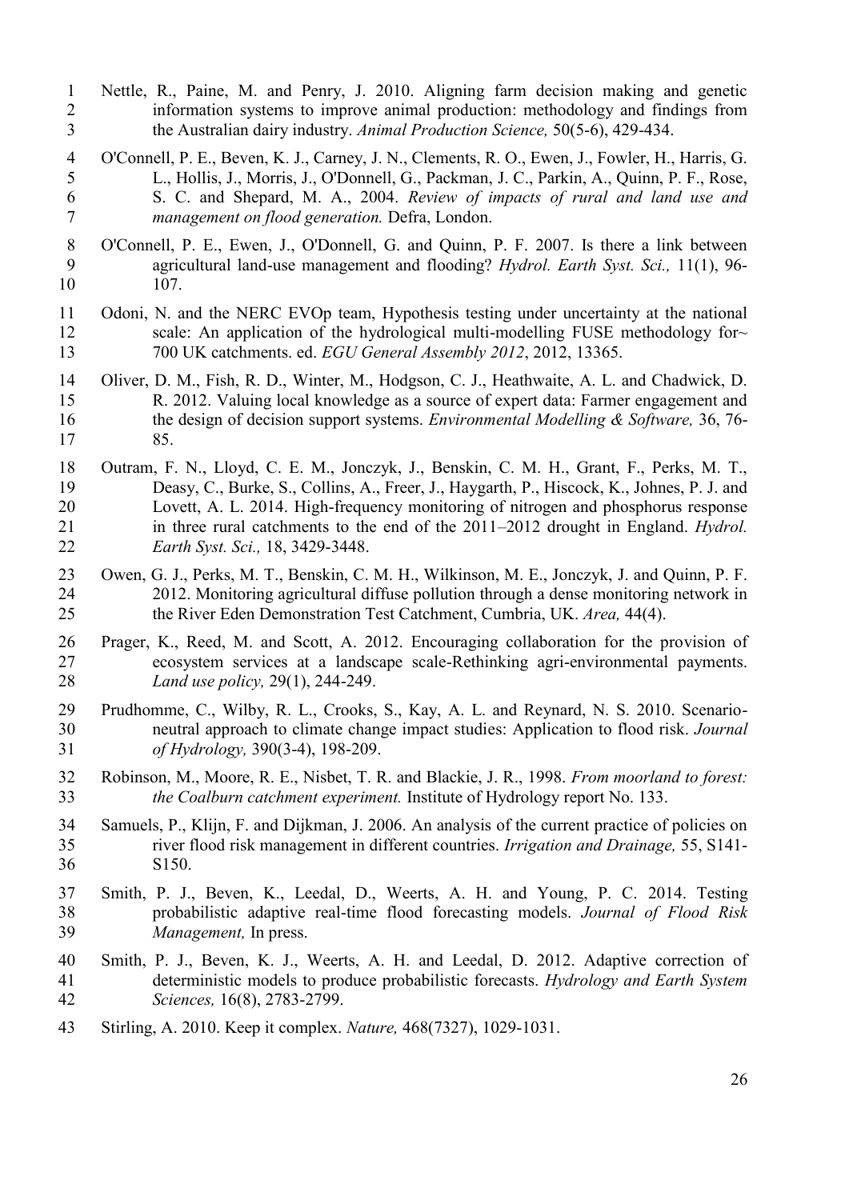Nettle, R., Paine, M. and Penry, J. 2010. Aligning farm decision making and genetic information systems to improve animal production: methodology and findings from the Australian dairy industry. *Animal Production Science,* 50(5-6), 429-434.

O'Connell, P. E., Beven, K. J., Carney, J. N., Clements, R. O., Ewen, J., Fowler, H., Harris, G. L., Hollis, J., Morris, J., O'Donnell, G., Packman, J. C., Parkin, A., Quinn, P. F., Rose, S. C. and Shepard, M. A., 2004. *Review of impacts of rural and land use and management on flood generation.* Defra, London.

O'Connell, P. E., Ewen, J., O'Donnell, G. and Quinn, P. F. 2007. Is there a link between agricultural land-use management and flooding? *Hydrol. Earth Syst. Sci.,* 11(1), 96-107.

Odoni, N. and the NERC EVOp team, Hypothesis testing under uncertainty at the national scale: An application of the hydrological multi-modelling FUSE methodology for~ 700 UK catchments. ed. *EGU General Assembly 2012*, 2012, 13365.

Oliver, D. M., Fish, R. D., Winter, M., Hodgson, C. J., Heathwaite, A. L. and Chadwick, D. R. 2012. Valuing local knowledge as a source of expert data: Farmer engagement and the design of decision support systems. *Environmental Modelling & Software,* 36, 76-85.

Outram, F. N., Lloyd, C. E. M., Jonczyk, J., Benskin, C. M. H., Grant, F., Perks, M. T., Deasy, C., Burke, S., Collins, A., Freer, J., Haygarth, P., Hiscock, K., Johnes, P. J. and Lovett, A. L. 2014. High-frequency monitoring of nitrogen and phosphorus response in three rural catchments to the end of the 2011–2012 drought in England. *Hydrol. Earth Syst. Sci.,* 18, 3429-3448.

Owen, G. J., Perks, M. T., Benskin, C. M. H., Wilkinson, M. E., Jonczyk, J. and Quinn, P. F. 2012. Monitoring agricultural diffuse pollution through a dense monitoring network in the River Eden Demonstration Test Catchment, Cumbria, UK. *Area,* 44(4).

Prager, K., Reed, M. and Scott, A. 2012. Encouraging collaboration for the provision of ecosystem services at a landscape scale-Rethinking agri-environmental payments. *Land use policy,* 29(1), 244-249.

Prudhomme, C., Wilby, R. L., Crooks, S., Kay, A. L. and Reynard, N. S. 2010. Scenario-neutral approach to climate change impact studies: Application to flood risk. *Journal of Hydrology,* 390(3-4), 198-209.

Robinson, M., Moore, R. E., Nisbet, T. R. and Blackie, J. R., 1998. *From moorland to forest: the Coalburn catchment experiment.* Institute of Hydrology report No. 133.

Samuels, P., Klijn, F. and Dijkman, J. 2006. An analysis of the current practice of policies on river flood risk management in different countries. *Irrigation and Drainage,* 55, S141-S150.

Smith, P. J., Beven, K., Leedal, D., Weerts, A. H. and Young, P. C. 2014. Testing probabilistic adaptive real-time flood forecasting models. *Journal of Flood Risk Management,* In press.

Smith, P. J., Beven, K. J., Weerts, A. H. and Leedal, D. 2012. Adaptive correction of deterministic models to produce probabilistic forecasts. *Hydrology and Earth System Sciences,* 16(8), 2783-2799.

Stirling, A. 2010. Keep it complex. *Nature,* 468(7327), 1029-1031.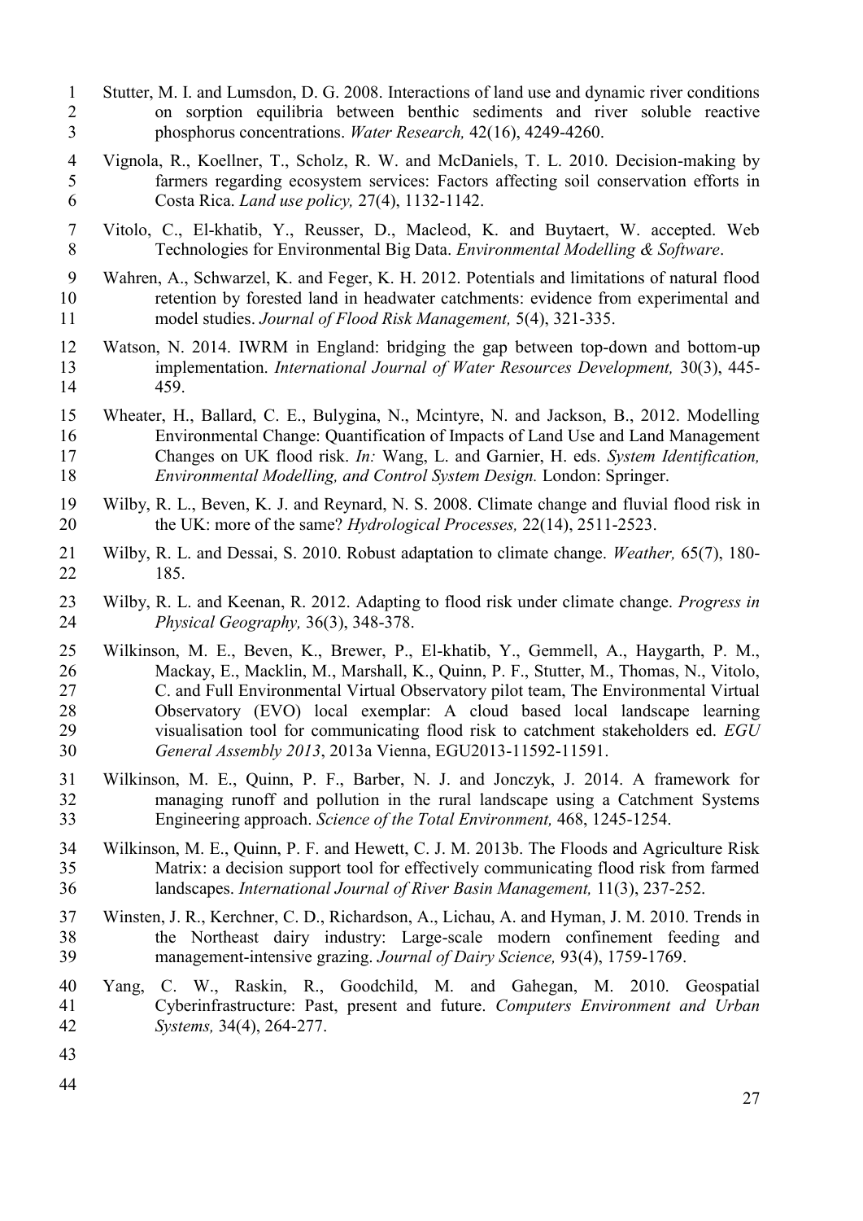Stutter, M. I. and Lumsdon, D. G. 2008. Interactions of land use and dynamic river conditions on sorption equilibria between benthic sediments and river soluble reactive phosphorus concentrations. *Water Research,* 42(16), 4249-4260.

Vignola, R., Koellner, T., Scholz, R. W. and McDaniels, T. L. 2010. Decision-making by farmers regarding ecosystem services: Factors affecting soil conservation efforts in Costa Rica. *Land use policy,* 27(4), 1132-1142.

Vitolo, C., El-khatib, Y., Reusser, D., Macleod, K. and Buytaert, W. accepted. Web Technologies for Environmental Big Data. *Environmental Modelling & Software*.

Wahren, A., Schwarzel, K. and Feger, K. H. 2012. Potentials and limitations of natural flood retention by forested land in headwater catchments: evidence from experimental and model studies. *Journal of Flood Risk Management,* 5(4), 321-335.

Watson, N. 2014. IWRM in England: bridging the gap between top-down and bottom-up implementation. *International Journal of Water Resources Development,* 30(3), 445-459.

Wheater, H., Ballard, C. E., Bulygina, N., Mcintyre, N. and Jackson, B., 2012. Modelling Environmental Change: Quantification of Impacts of Land Use and Land Management Changes on UK flood risk. *In:* Wang, L. and Garnier, H. eds. *System Identification, Environmental Modelling, and Control System Design.* London: Springer.

Wilby, R. L., Beven, K. J. and Reynard, N. S. 2008. Climate change and fluvial flood risk in the UK: more of the same? *Hydrological Processes,* 22(14), 2511-2523.

Wilby, R. L. and Dessai, S. 2010. Robust adaptation to climate change. *Weather,* 65(7), 180-185.

Wilby, R. L. and Keenan, R. 2012. Adapting to flood risk under climate change. *Progress in Physical Geography,* 36(3), 348-378.

Wilkinson, M. E., Beven, K., Brewer, P., El-khatib, Y., Gemmell, A., Haygarth, P. M., Mackay, E., Macklin, M., Marshall, K., Quinn, P. F., Stutter, M., Thomas, N., Vitolo, C. and Full Environmental Virtual Observatory pilot team, The Environmental Virtual Observatory (EVO) local exemplar: A cloud based local landscape learning visualisation tool for communicating flood risk to catchment stakeholders ed. *EGU General Assembly 2013*, 2013a Vienna, EGU2013-11592-11591.

Wilkinson, M. E., Quinn, P. F., Barber, N. J. and Jonczyk, J. 2014. A framework for managing runoff and pollution in the rural landscape using a Catchment Systems Engineering approach. *Science of the Total Environment,* 468, 1245-1254.

Wilkinson, M. E., Quinn, P. F. and Hewett, C. J. M. 2013b. The Floods and Agriculture Risk Matrix: a decision support tool for effectively communicating flood risk from farmed landscapes. *International Journal of River Basin Management,* 11(3), 237-252.

Winsten, J. R., Kerchner, C. D., Richardson, A., Lichau, A. and Hyman, J. M. 2010. Trends in the Northeast dairy industry: Large-scale modern confinement feeding and management-intensive grazing. *Journal of Dairy Science,* 93(4), 1759-1769.

Yang, C. W., Raskin, R., Goodchild, M. and Gahegan, M. 2010. Geospatial Cyberinfrastructure: Past, present and future. *Computers Environment and Urban Systems,* 34(4), 264-277.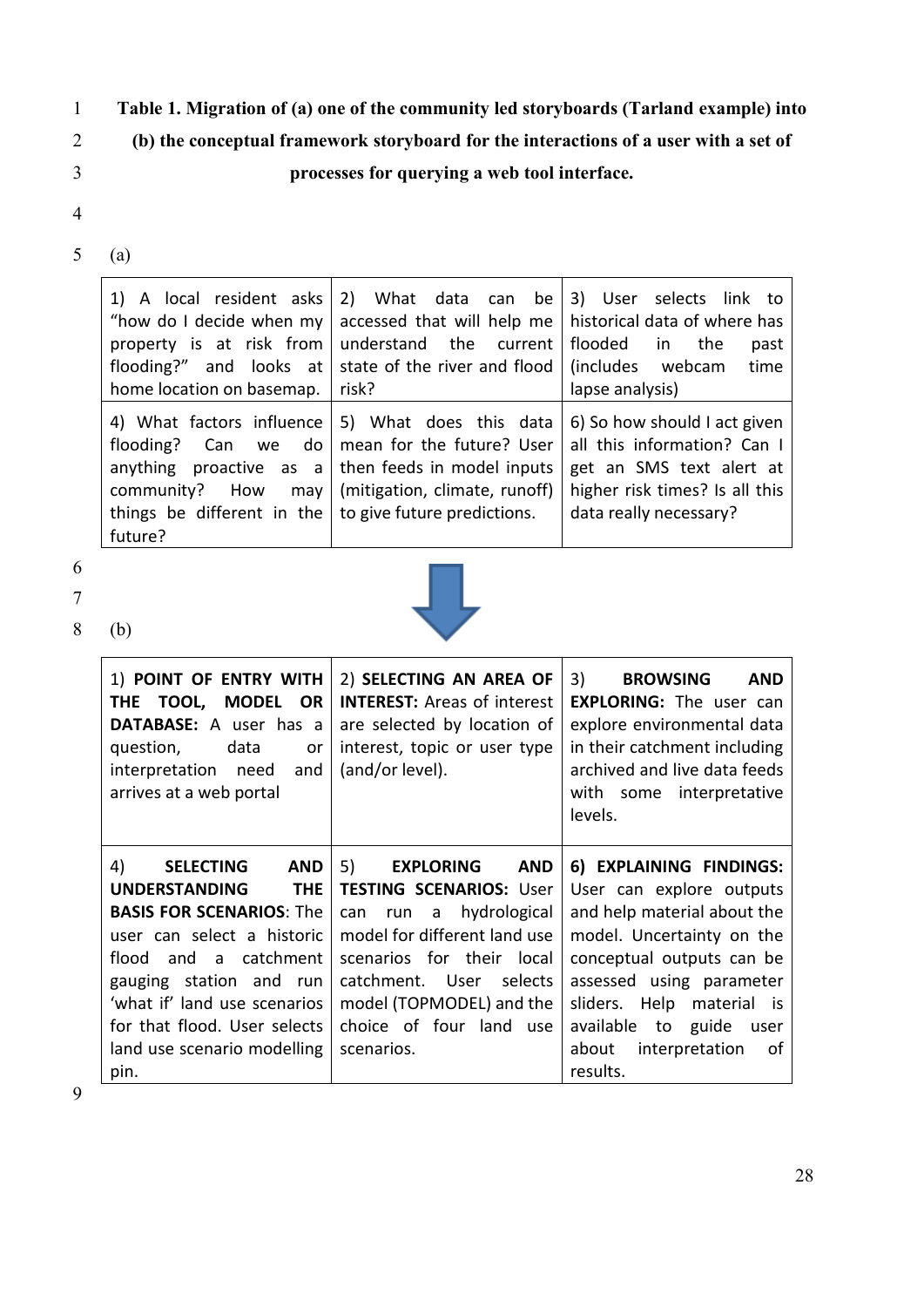**Table 1. Migration of (a) one of the community led storyboards (Tarland example) into (b) the conceptual framework storyboard for the interactions of a user with a set of processes for querying a web tool interface.**

(a)

| | | |
|---|---|---|
| 1) A local resident asks "how do I decide when my property is at risk from flooding?" and looks at home location on basemap. | 2) What data can be accessed that will help me understand the current state of the river and flood risk? | 3) User selects link to historical data of where has flooded in the past (includes webcam time lapse analysis) |
| 4) What factors influence flooding? Can we do anything proactive as a community? How may things be different in the future? | 5) What does this data mean for the future? User then feeds in model inputs (mitigation, climate, runoff) to give future predictions. | 6) So how should I act given all this information? Can I get an SMS text alert at higher risk times? Is all this data really necessary? |

(b)

| | | |
|---|---|---|
| 1) **POINT OF ENTRY WITH THE TOOL, MODEL OR DATABASE:** A user has a question, data or interpretation need and arrives at a web portal | 2) **SELECTING AN AREA OF INTEREST:** Areas of interest are selected by location of interest, topic or user type (and/or level). | 3) **BROWSING AND EXPLORING:** The user can explore environmental data in their catchment including archived and live data feeds with some interpretative levels. |
| 4) **SELECTING AND UNDERSTANDING THE BASIS FOR SCENARIOS**: The user can select a historic flood and a catchment gauging station and run 'what if' land use scenarios for that flood. User selects land use scenario modelling pin. | 5) **EXPLORING AND TESTING SCENARIOS:** User can run a hydrological model for different land use scenarios for their local catchment. User selects model (TOPMODEL) and the choice of four land use scenarios. | **6) EXPLAINING FINDINGS:** User can explore outputs and help material about the model. Uncertainty on the conceptual outputs can be assessed using parameter sliders. Help material is available to guide user about interpretation of results. |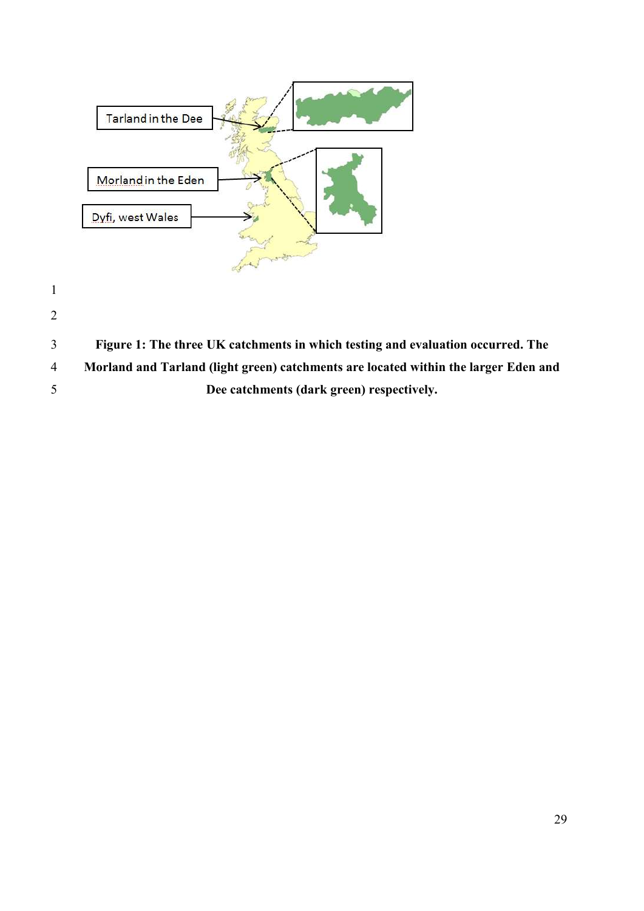**Figure 1: The three UK catchments in which testing and evaluation occurred. The Morland and Tarland (light green) catchments are located within the larger Eden and Dee catchments (dark green) respectively.**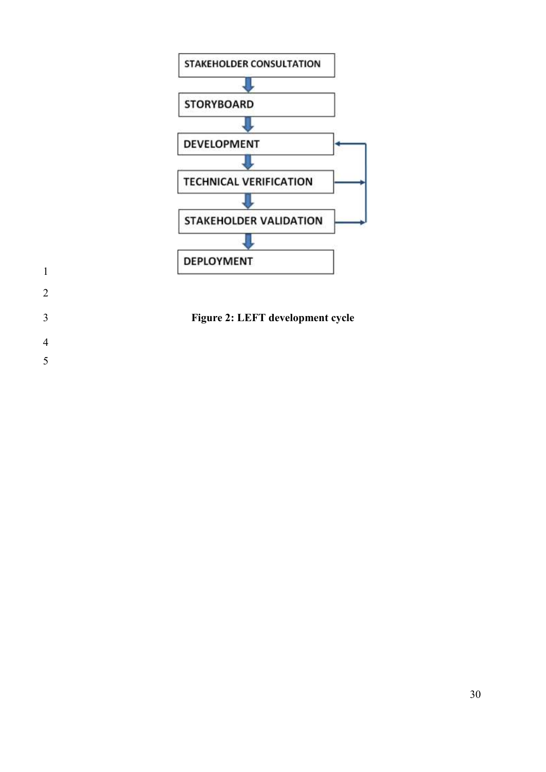STAKEHOLDER CONSULTATION

STORYBOARD

DEVELOPMENT

TECHNICAL VERIFICATION

STAKEHOLDER VALIDATION

DEPLOYMENT

**Figure 2: LEFT development cycle**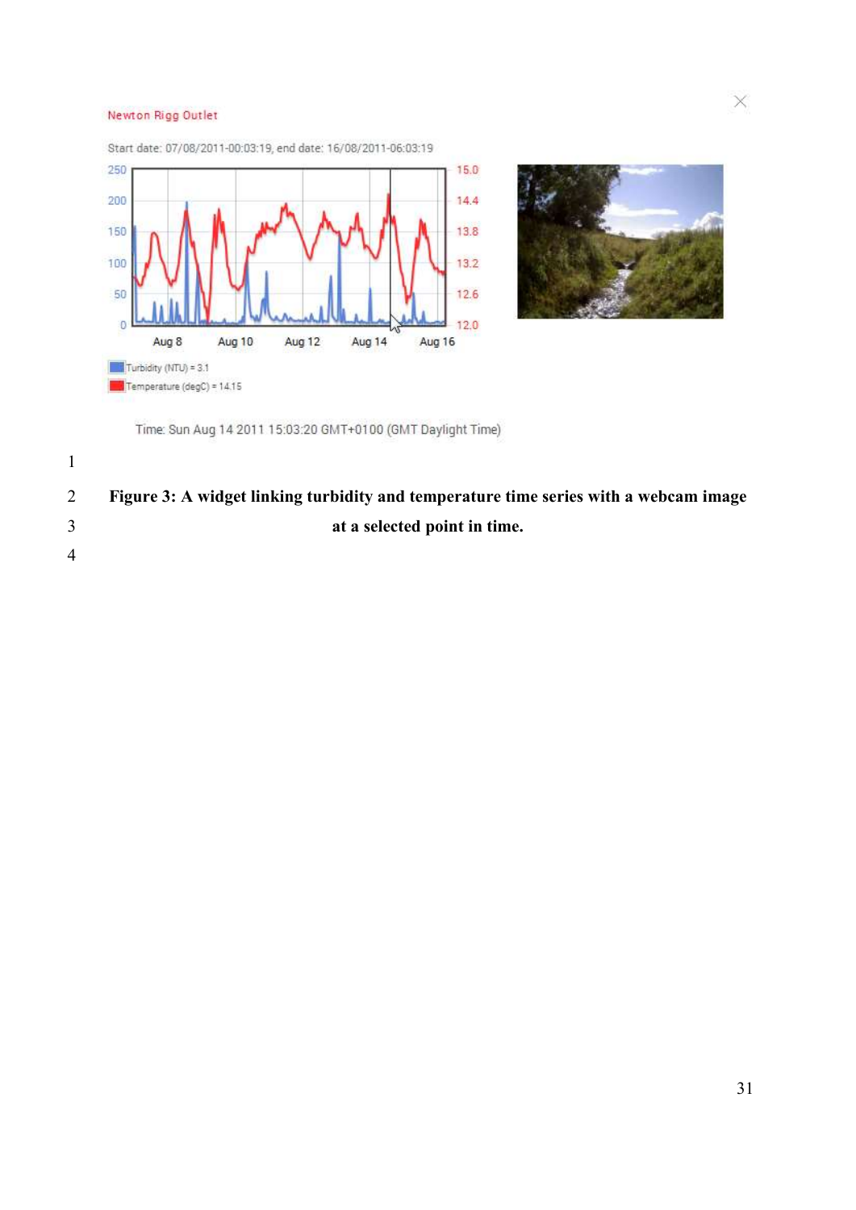**Figure 3: A widget linking turbidity and temperature time series with a webcam image at a selected point in time.**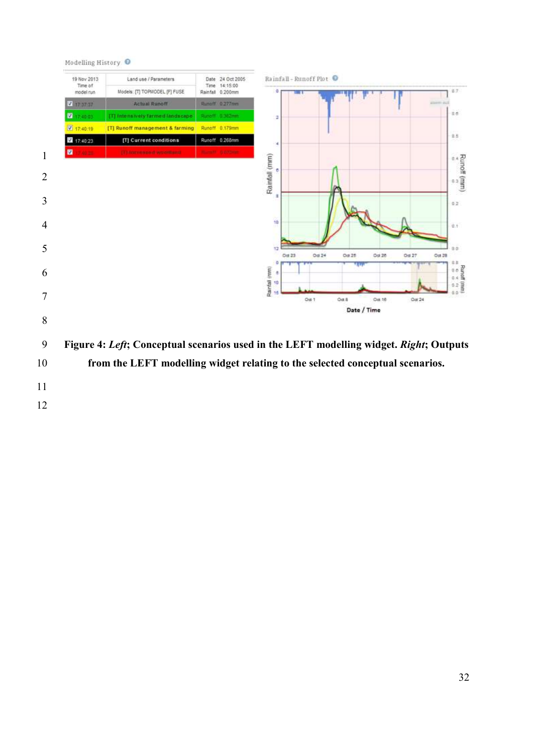**Figure 4:** ***Left*****; Conceptual scenarios used in the LEFT modelling widget.** ***Right*****; Outputs from the LEFT modelling widget relating to the selected conceptual scenarios.**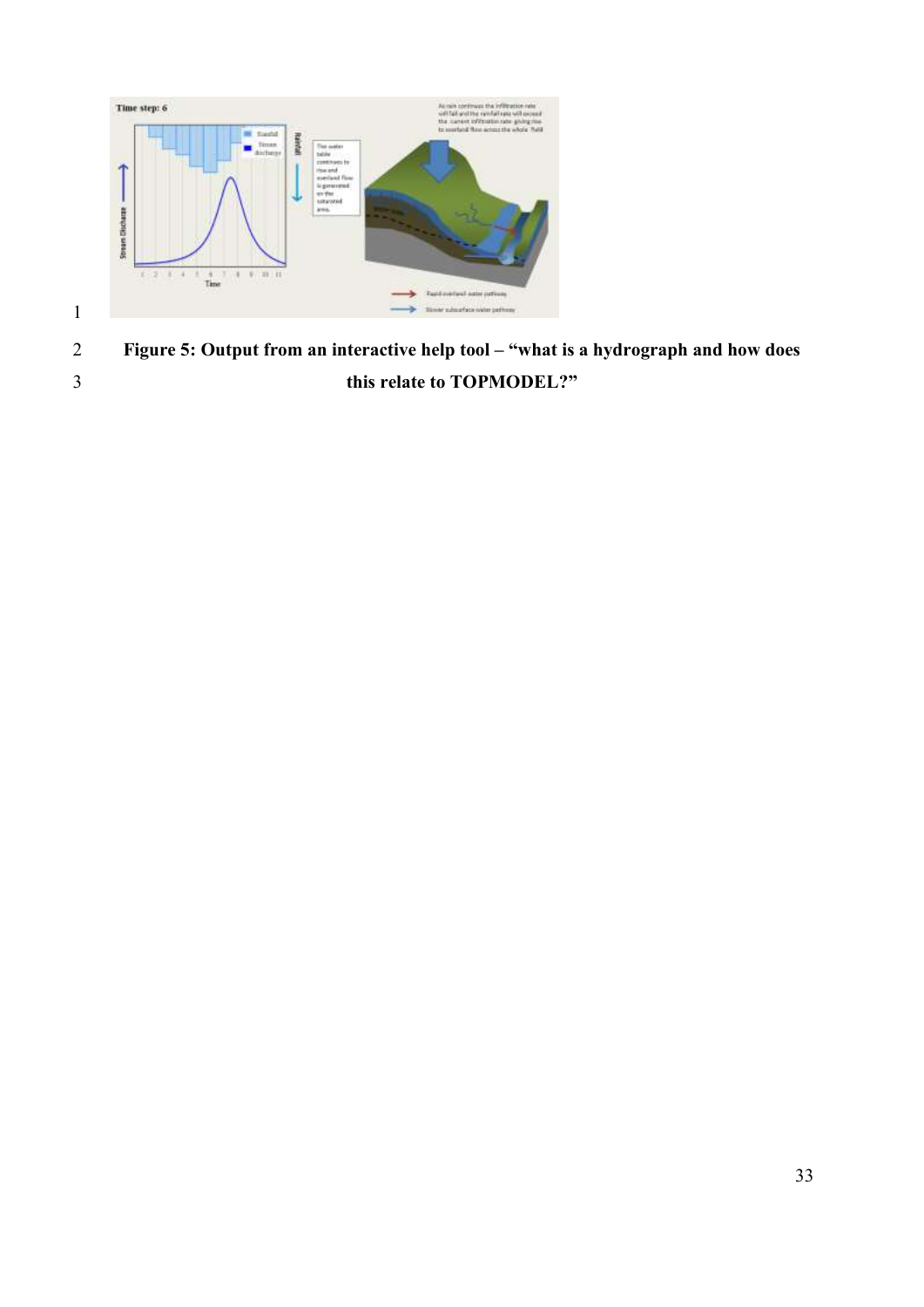**Figure 5: Output from an interactive help tool – "what is a hydrograph and how does this relate to TOPMODEL?"**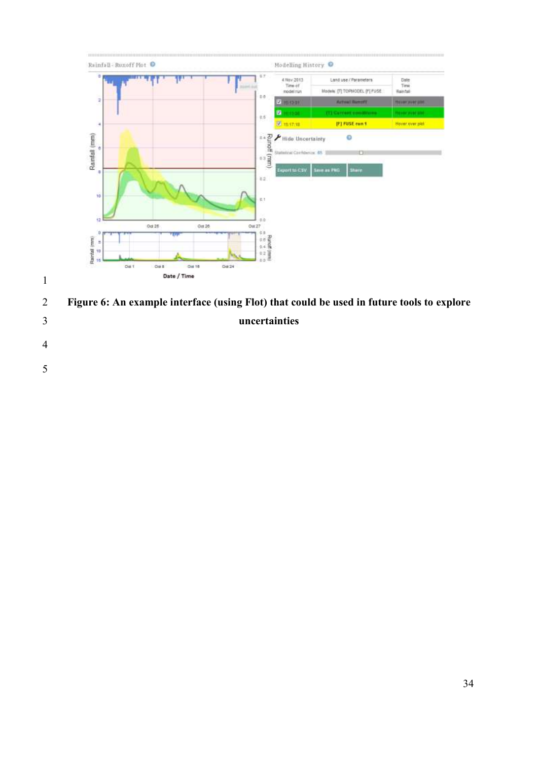Rainfall - Runoff Plot

Modelling History

4 Nov 2013 Time of model run

Land use / Parameters

Models: [T] TOPMODEL [F] FUSE

Date Time Rainfall

15:13:01 Actual Runoff Hover over plot

15:13:38 [T] Current conditions Hover over plot

15:17:18 [F] FUSE run 1 Hover over plot

Hide Uncertainty

Statistical Confidence: 65

Export to CSV

Save as PNG

Share

Rainfall (mm)

Runoff (mm)

Oct 25

Oct 26

Oct 27

Oct 1

Oct 8

Oct 16

Oct 24

Date / Time

**Figure 6: An example interface (using Flot) that could be used in future tools to explore uncertainties**